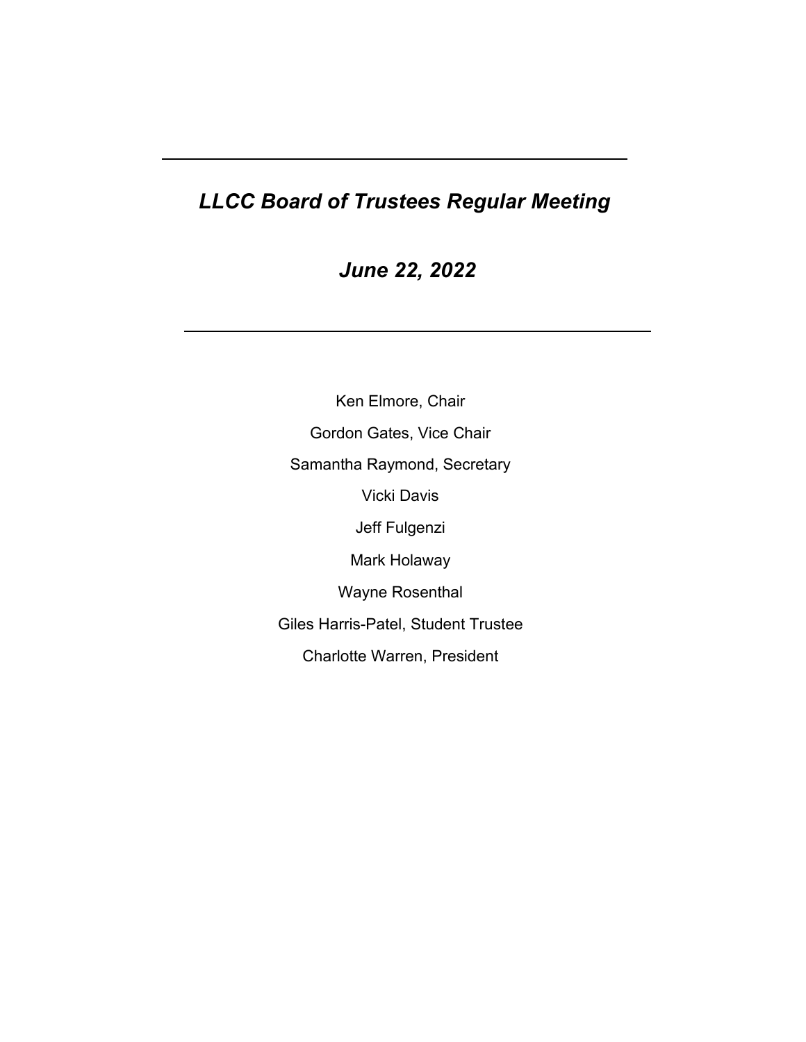---

# *LLCC Board of Trustees Regular Meeting*

## *June 22, 2022*

---

Ken Elmore, Chair

Gordon Gates, Vice Chair

Samantha Raymond, Secretary

Vicki Davis

Jeff Fulgenzi

Mark Holaway

Wayne Rosenthal

Giles Harris-Patel, Student Trustee

Charlotte Warren, President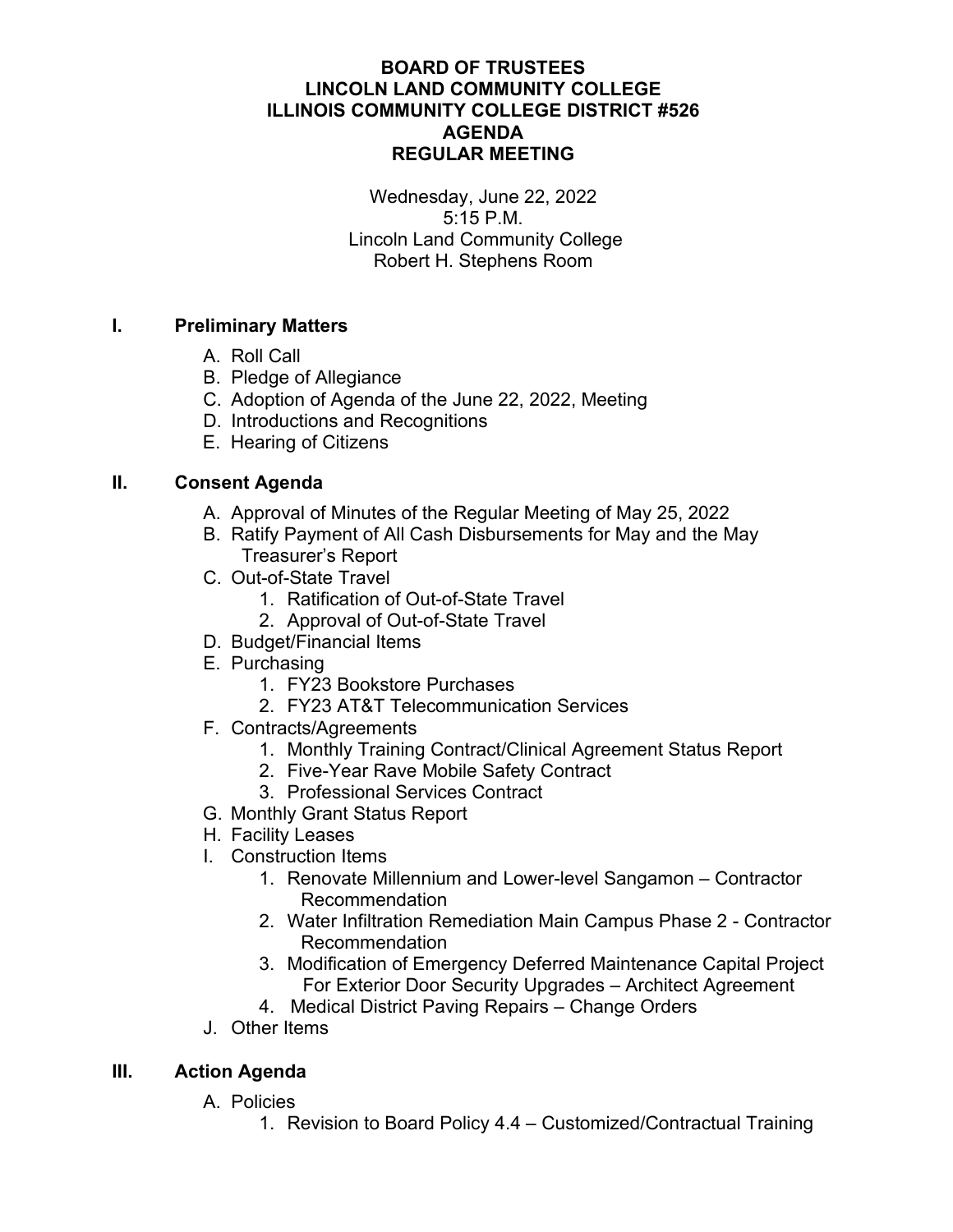**BOARD OF TRUSTEES**
**LINCOLN LAND COMMUNITY COLLEGE**
**ILLINOIS COMMUNITY COLLEGE DISTRICT #526**
**AGENDA**
**REGULAR MEETING**

Wednesday, June 22, 2022
5:15 P.M.
Lincoln Land Community College
Robert H. Stephens Room

## I. Preliminary Matters

A. Roll Call
B. Pledge of Allegiance
C. Adoption of Agenda of the June 22, 2022, Meeting
D. Introductions and Recognitions
E. Hearing of Citizens

## II. Consent Agenda

A. Approval of Minutes of the Regular Meeting of May 25, 2022
B. Ratify Payment of All Cash Disbursements for May and the May Treasurer's Report
C. Out-of-State Travel
   1. Ratification of Out-of-State Travel
   2. Approval of Out-of-State Travel
D. Budget/Financial Items
E. Purchasing
   1. FY23 Bookstore Purchases
   2. FY23 AT&T Telecommunication Services
F. Contracts/Agreements
   1. Monthly Training Contract/Clinical Agreement Status Report
   2. Five-Year Rave Mobile Safety Contract
   3. Professional Services Contract
G. Monthly Grant Status Report
H. Facility Leases
I. Construction Items
   1. Renovate Millennium and Lower-level Sangamon – Contractor Recommendation
   2. Water Infiltration Remediation Main Campus Phase 2 - Contractor Recommendation
   3. Modification of Emergency Deferred Maintenance Capital Project For Exterior Door Security Upgrades – Architect Agreement
   4. Medical District Paving Repairs – Change Orders
J. Other Items

## III. Action Agenda

A. Policies
   1. Revision to Board Policy 4.4 – Customized/Contractual Training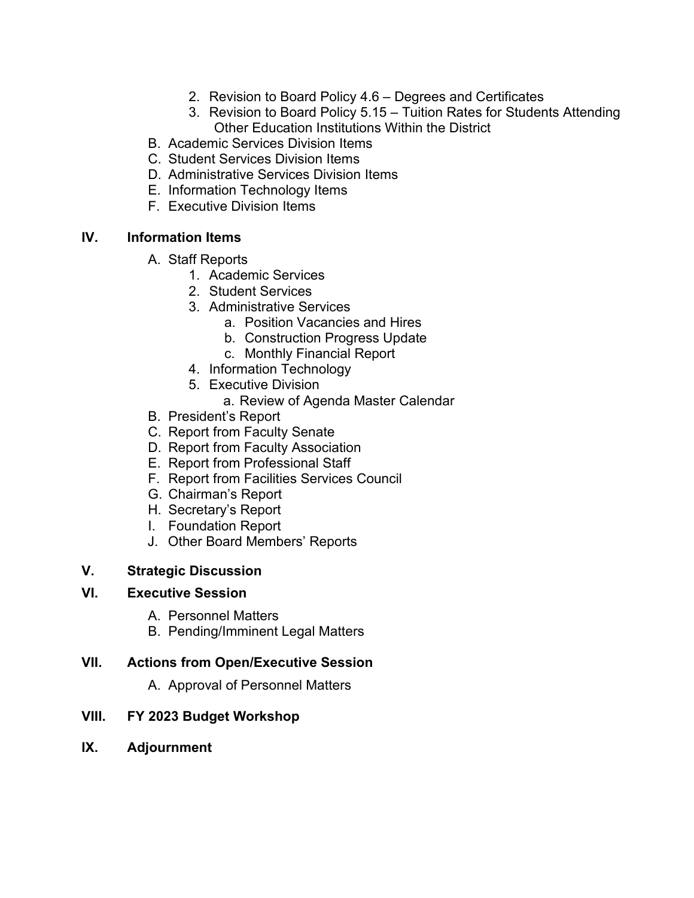2. Revision to Board Policy 4.6 – Degrees and Certificates
   3. Revision to Board Policy 5.15 – Tuition Rates for Students Attending Other Education Institutions Within the District

B. Academic Services Division Items
C. Student Services Division Items
D. Administrative Services Division Items
E. Information Technology Items
F. Executive Division Items

## IV. Information Items

A. Staff Reports
   1. Academic Services
   2. Student Services
   3. Administrative Services
      a. Position Vacancies and Hires
      b. Construction Progress Update
      c. Monthly Financial Report
   4. Information Technology
   5. Executive Division
      a. Review of Agenda Master Calendar

B. President's Report
C. Report from Faculty Senate
D. Report from Faculty Association
E. Report from Professional Staff
F. Report from Facilities Services Council
G. Chairman's Report
H. Secretary's Report
I. Foundation Report
J. Other Board Members' Reports

## V. Strategic Discussion

## VI. Executive Session

A. Personnel Matters
B. Pending/Imminent Legal Matters

## VII. Actions from Open/Executive Session

A. Approval of Personnel Matters

## VIII. FY 2023 Budget Workshop

## IX. Adjournment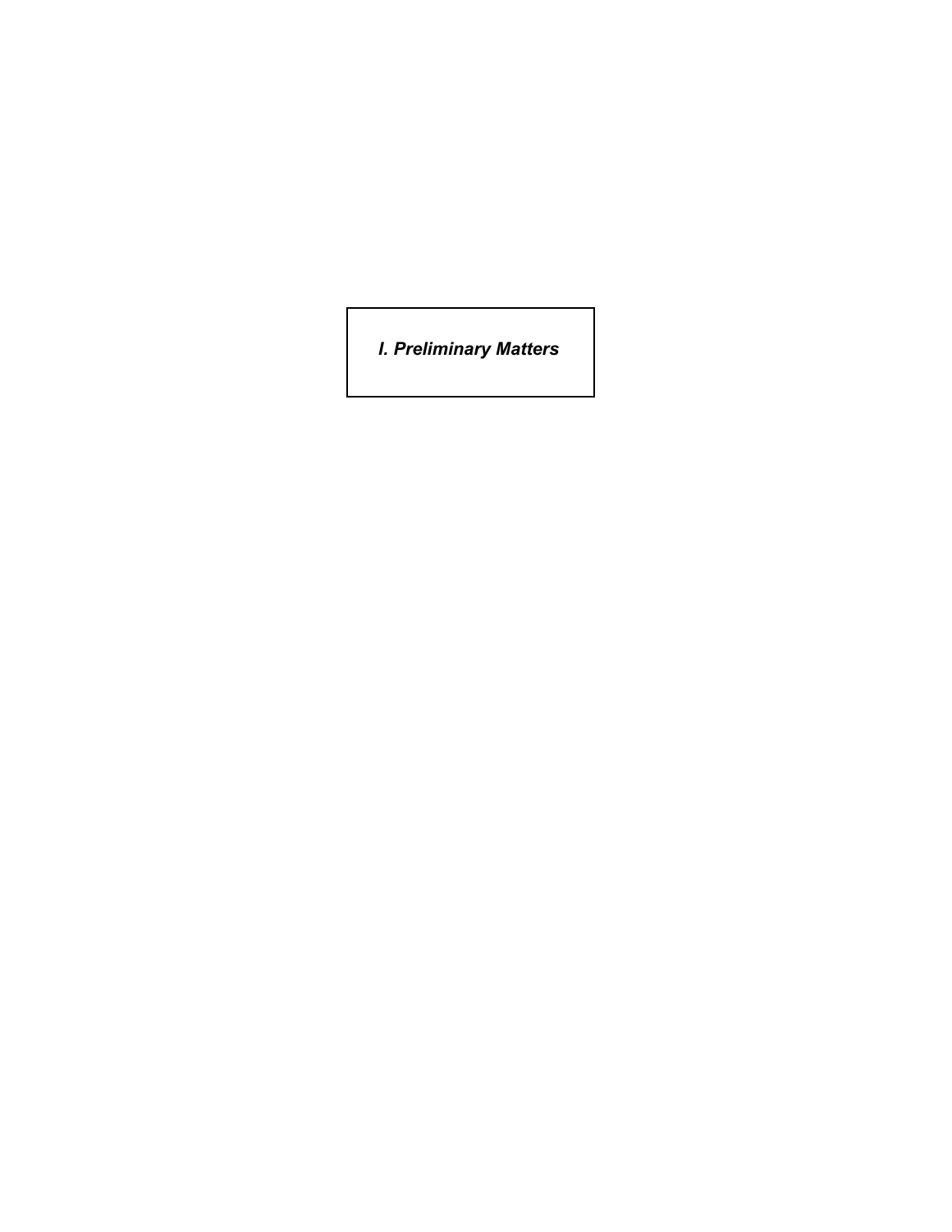# *I. Preliminary Matters*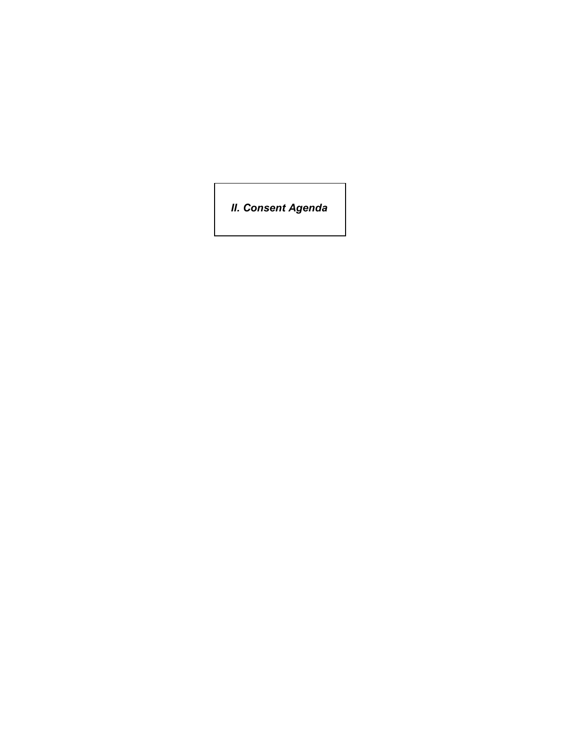## *II. Consent Agenda*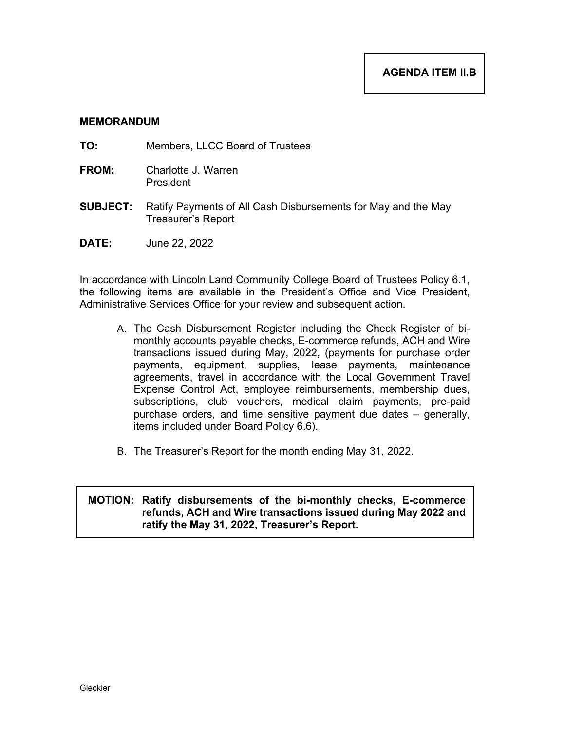**AGENDA ITEM II.B**

**MEMORANDUM**

**TO:** Members, LLCC Board of Trustees

**FROM:** Charlotte J. Warren
President

**SUBJECT:** Ratify Payments of All Cash Disbursements for May and the May Treasurer's Report

**DATE:** June 22, 2022

In accordance with Lincoln Land Community College Board of Trustees Policy 6.1, the following items are available in the President's Office and Vice President, Administrative Services Office for your review and subsequent action.

A. The Cash Disbursement Register including the Check Register of bi-monthly accounts payable checks, E-commerce refunds, ACH and Wire transactions issued during May, 2022, (payments for purchase order payments, equipment, supplies, lease payments, maintenance agreements, travel in accordance with the Local Government Travel Expense Control Act, employee reimbursements, membership dues, subscriptions, club vouchers, medical claim payments, pre-paid purchase orders, and time sensitive payment due dates – generally, items included under Board Policy 6.6).

B. The Treasurer's Report for the month ending May 31, 2022.

**MOTION: Ratify disbursements of the bi-monthly checks, E-commerce refunds, ACH and Wire transactions issued during May 2022 and ratify the May 31, 2022, Treasurer's Report.**

Gleckler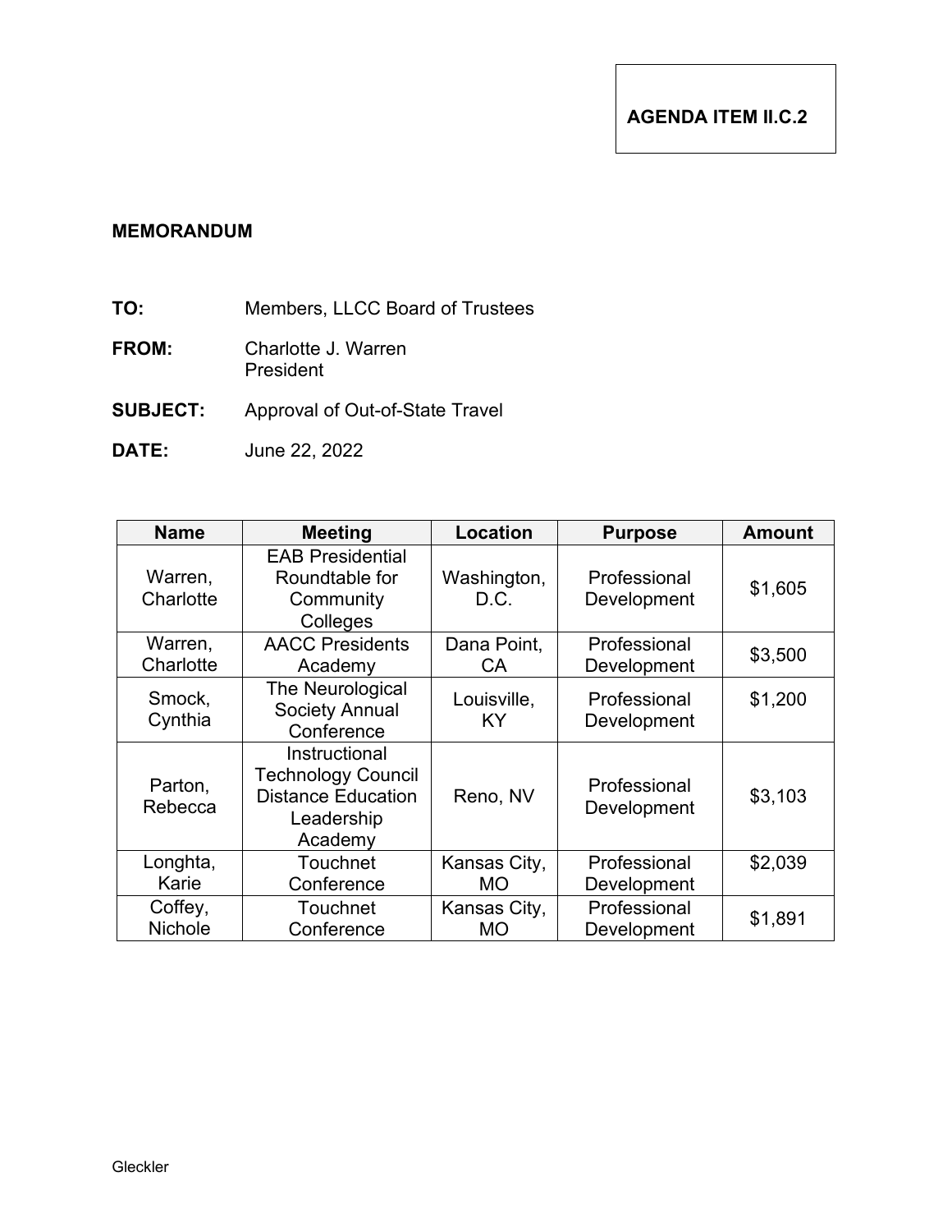**AGENDA ITEM II.C.2**

**MEMORANDUM**

**TO:** Members, LLCC Board of Trustees

**FROM:** Charlotte J. Warren
President

**SUBJECT:** Approval of Out-of-State Travel

**DATE:** June 22, 2022

| Name | Meeting | Location | Purpose | Amount |
|---|---|---|---|---|
| Warren, Charlotte | EAB Presidential Roundtable for Community Colleges | Washington, D.C. | Professional Development | $1,605 |
| Warren, Charlotte | AACC Presidents Academy | Dana Point, CA | Professional Development | $3,500 |
| Smock, Cynthia | The Neurological Society Annual Conference | Louisville, KY | Professional Development | $1,200 |
| Parton, Rebecca | Instructional Technology Council Distance Education Leadership Academy | Reno, NV | Professional Development | $3,103 |
| Longhta, Karie | Touchnet Conference | Kansas City, MO | Professional Development | $2,039 |
| Coffey, Nichole | Touchnet Conference | Kansas City, MO | Professional Development | $1,891 |

Gleckler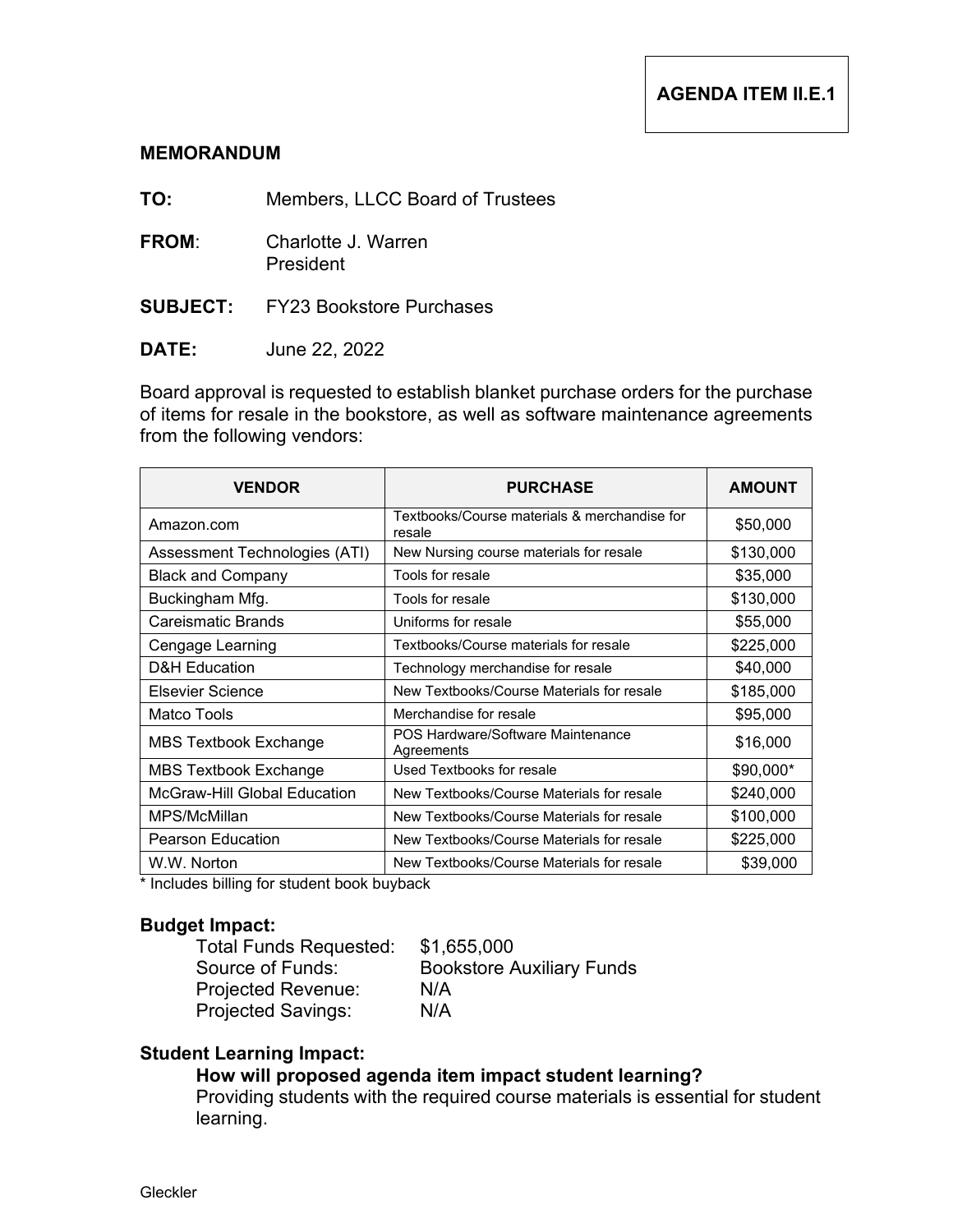**AGENDA ITEM II.E.1**

## MEMORANDUM

**TO:** Members, LLCC Board of Trustees

**FROM**: Charlotte J. Warren
President

**SUBJECT:** FY23 Bookstore Purchases

**DATE:** June 22, 2022

Board approval is requested to establish blanket purchase orders for the purchase of items for resale in the bookstore, as well as software maintenance agreements from the following vendors:

| VENDOR | PURCHASE | AMOUNT |
| --- | --- | --- |
| Amazon.com | Textbooks/Course materials & merchandise for resale | $50,000 |
| Assessment Technologies (ATI) | New Nursing course materials for resale | $130,000 |
| Black and Company | Tools for resale | $35,000 |
| Buckingham Mfg. | Tools for resale | $130,000 |
| Careismatic Brands | Uniforms for resale | $55,000 |
| Cengage Learning | Textbooks/Course materials for resale | $225,000 |
| D&H Education | Technology merchandise for resale | $40,000 |
| Elsevier Science | New Textbooks/Course Materials for resale | $185,000 |
| Matco Tools | Merchandise for resale | $95,000 |
| MBS Textbook Exchange | POS Hardware/Software Maintenance Agreements | $16,000 |
| MBS Textbook Exchange | Used Textbooks for resale | $90,000* |
| McGraw-Hill Global Education | New Textbooks/Course Materials for resale | $240,000 |
| MPS/McMillan | New Textbooks/Course Materials for resale | $100,000 |
| Pearson Education | New Textbooks/Course Materials for resale | $225,000 |
| W.W. Norton | New Textbooks/Course Materials for resale | $39,000 |

* Includes billing for student book buyback

### Budget Impact:

Total Funds Requested: $1,655,000
Source of Funds: Bookstore Auxiliary Funds
Projected Revenue: N/A
Projected Savings: N/A

### Student Learning Impact:

**How will proposed agenda item impact student learning?**
Providing students with the required course materials is essential for student learning.

Gleckler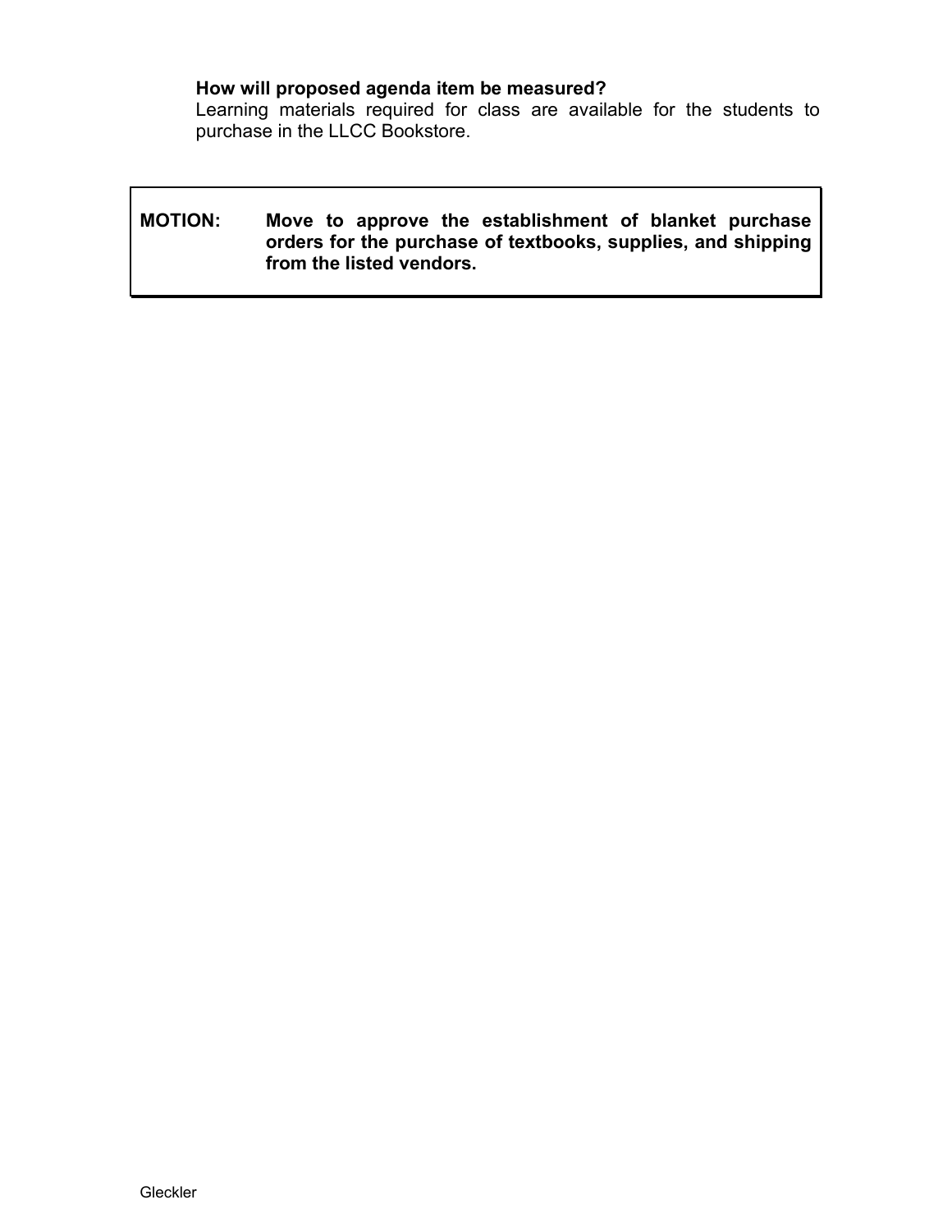**How will proposed agenda item be measured?**
Learning materials required for class are available for the students to purchase in the LLCC Bookstore.

**MOTION: Move to approve the establishment of blanket purchase orders for the purchase of textbooks, supplies, and shipping from the listed vendors.**

Gleckler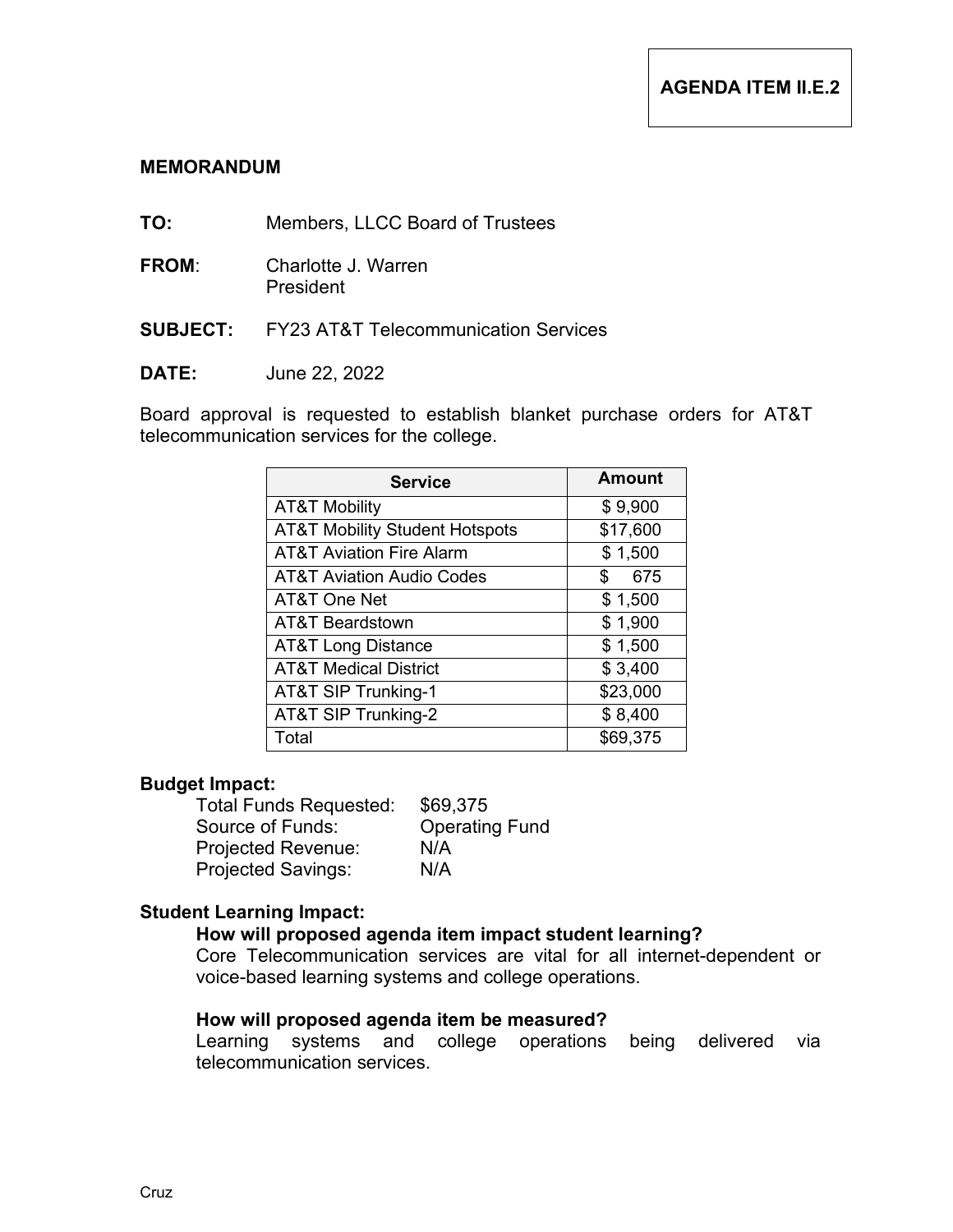**AGENDA ITEM II.E.2**

## MEMORANDUM

**TO:** Members, LLCC Board of Trustees

**FROM**: Charlotte J. Warren
President

**SUBJECT:** FY23 AT&T Telecommunication Services

**DATE:** June 22, 2022

Board approval is requested to establish blanket purchase orders for AT&T telecommunication services for the college.

| Service | Amount |
|---|---|
| AT&T Mobility | $ 9,900 |
| AT&T Mobility Student Hotspots | $17,600 |
| AT&T Aviation Fire Alarm | $ 1,500 |
| AT&T Aviation Audio Codes | $ 675 |
| AT&T One Net | $ 1,500 |
| AT&T Beardstown | $ 1,900 |
| AT&T Long Distance | $ 1,500 |
| AT&T Medical District | $ 3,400 |
| AT&T SIP Trunking-1 | $23,000 |
| AT&T SIP Trunking-2 | $ 8,400 |
| Total | $69,375 |

**Budget Impact:**

Total Funds Requested: $69,375
Source of Funds: Operating Fund
Projected Revenue: N/A
Projected Savings: N/A

**Student Learning Impact:**

**How will proposed agenda item impact student learning?**
Core Telecommunication services are vital for all internet-dependent or voice-based learning systems and college operations.

**How will proposed agenda item be measured?**
Learning systems and college operations being delivered via telecommunication services.

Cruz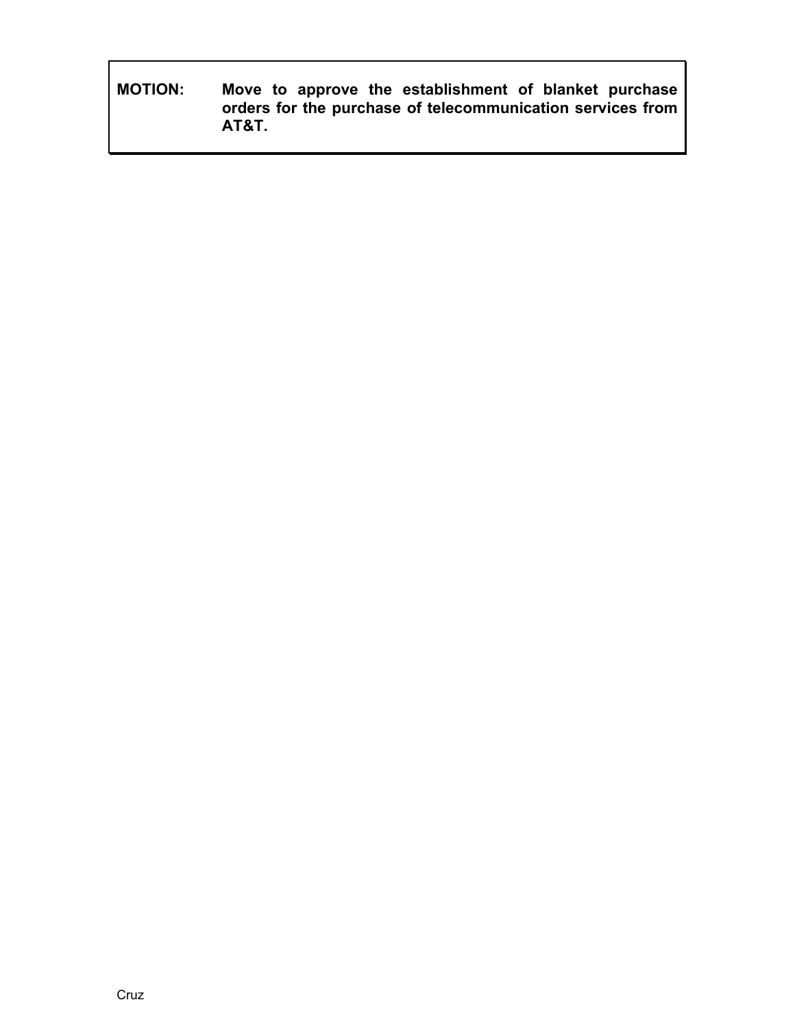**MOTION:** **Move to approve the establishment of blanket purchase orders for the purchase of telecommunication services from AT&T.**

Cruz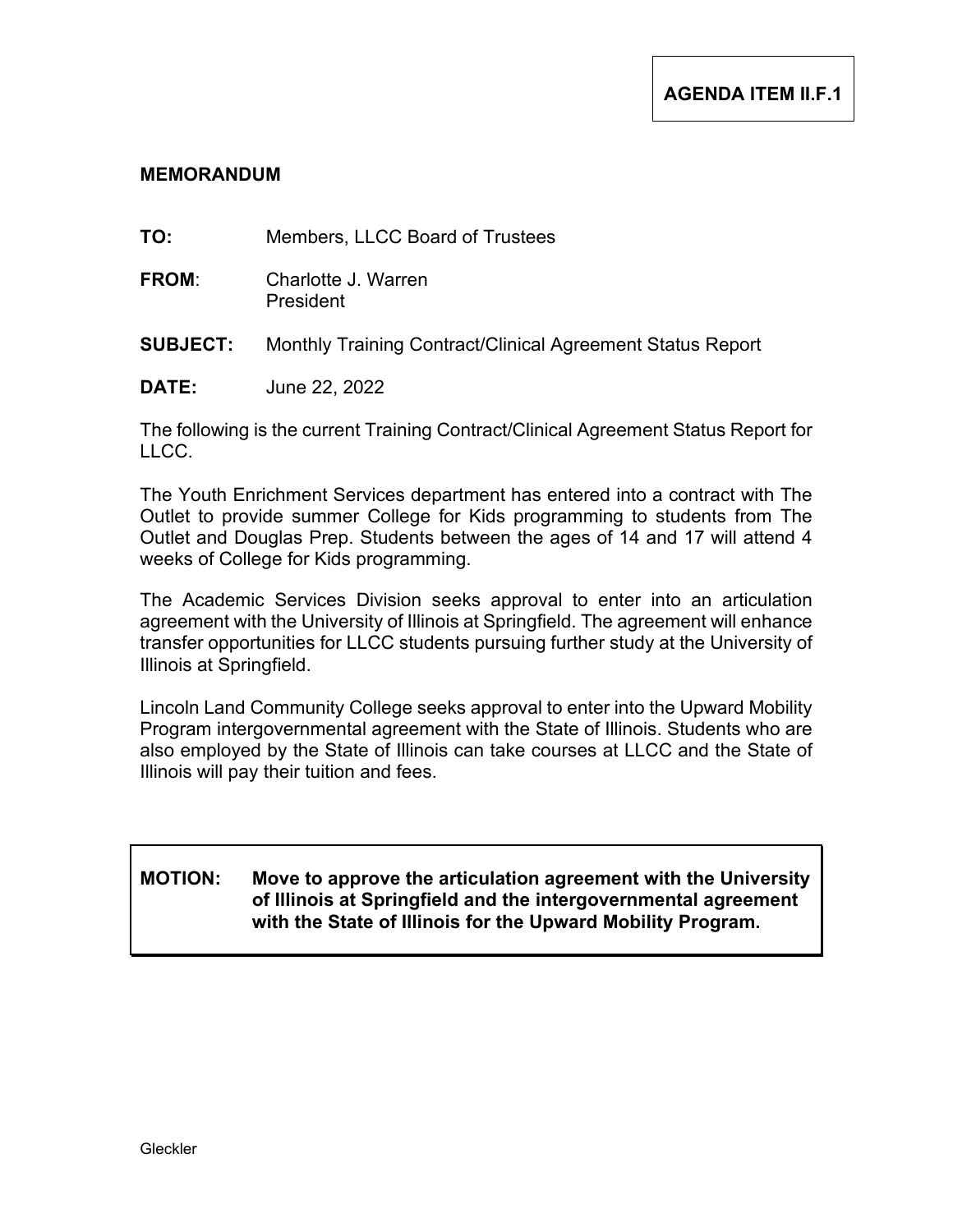**AGENDA ITEM II.F.1**

## MEMORANDUM

**TO:** Members, LLCC Board of Trustees

**FROM**: Charlotte J. Warren
President

**SUBJECT:** Monthly Training Contract/Clinical Agreement Status Report

**DATE:** June 22, 2022

The following is the current Training Contract/Clinical Agreement Status Report for LLCC.

The Youth Enrichment Services department has entered into a contract with The Outlet to provide summer College for Kids programming to students from The Outlet and Douglas Prep. Students between the ages of 14 and 17 will attend 4 weeks of College for Kids programming.

The Academic Services Division seeks approval to enter into an articulation agreement with the University of Illinois at Springfield. The agreement will enhance transfer opportunities for LLCC students pursuing further study at the University of Illinois at Springfield.

Lincoln Land Community College seeks approval to enter into the Upward Mobility Program intergovernmental agreement with the State of Illinois. Students who are also employed by the State of Illinois can take courses at LLCC and the State of Illinois will pay their tuition and fees.

**MOTION: Move to approve the articulation agreement with the University of Illinois at Springfield and the intergovernmental agreement with the State of Illinois for the Upward Mobility Program.**

Gleckler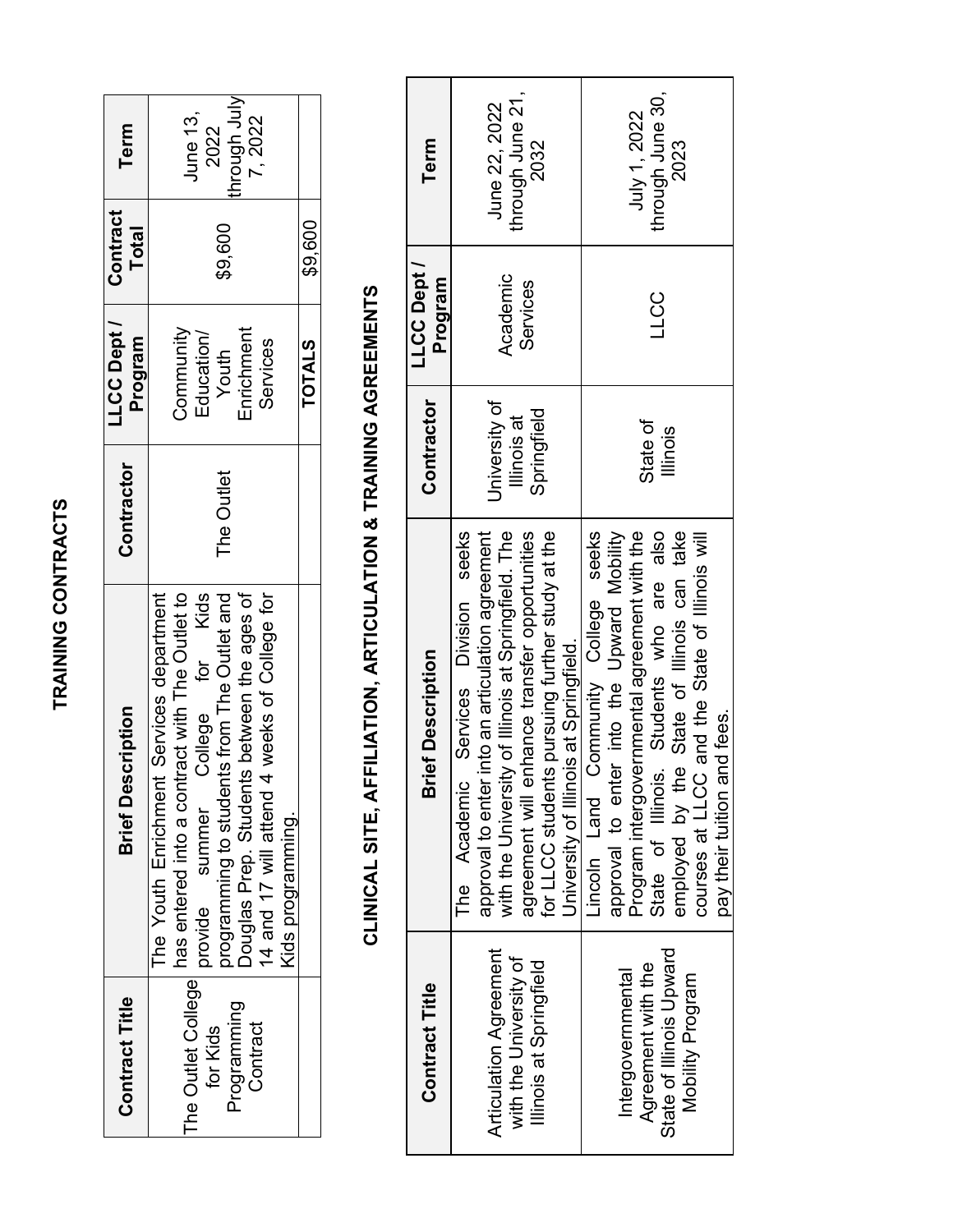# TRAINING CONTRACTS

| Contract Title | Brief Description | Contractor | LLCC Dept / Program | Contract Total | Term |
|---|---|---|---|---|---|
| The Outlet College for Kids Programming Contract | The Youth Enrichment Services department has entered into a contract with The Outlet to provide summer College for Kids programming to students from The Outlet and Douglas Prep. Students between the ages of 14 and 17 will attend 4 weeks of College for Kids programming. | The Outlet | Community Education/ Youth Enrichment Services | $9,600 | June 13, 2022 through July 7, 2022 |
| | | | **TOTALS** | $9,600 | |

# CLINICAL SITE, AFFILIATION, ARTICULATION & TRAINING AGREEMENTS

| Contract Title | Brief Description | Contractor | LLCC Dept / Program | Term |
|---|---|---|---|---|
| Articulation Agreement with the University of Illinois at Springfield | The Academic Services Division seeks approval to enter into an articulation agreement with the University of Illinois at Springfield. The agreement will enhance transfer opportunities for LLCC students pursuing further study at the University of Illinois at Springfield. | University of Illinois at Springfield | Academic Services | June 22, 2022 through June 21, 2032 |
| Intergovernmental Agreement with the State of Illinois Upward Mobility Program | Lincoln Land Community College seeks approval to enter into the Upward Mobility Program intergovernmental agreement with the State of Illinois. Students who are also employed by the State of Illinois can take courses at LLCC and the State of Illinois will pay their tuition and fees. | State of Illinois | LLCC | July 1, 2022 through June 30, 2023 |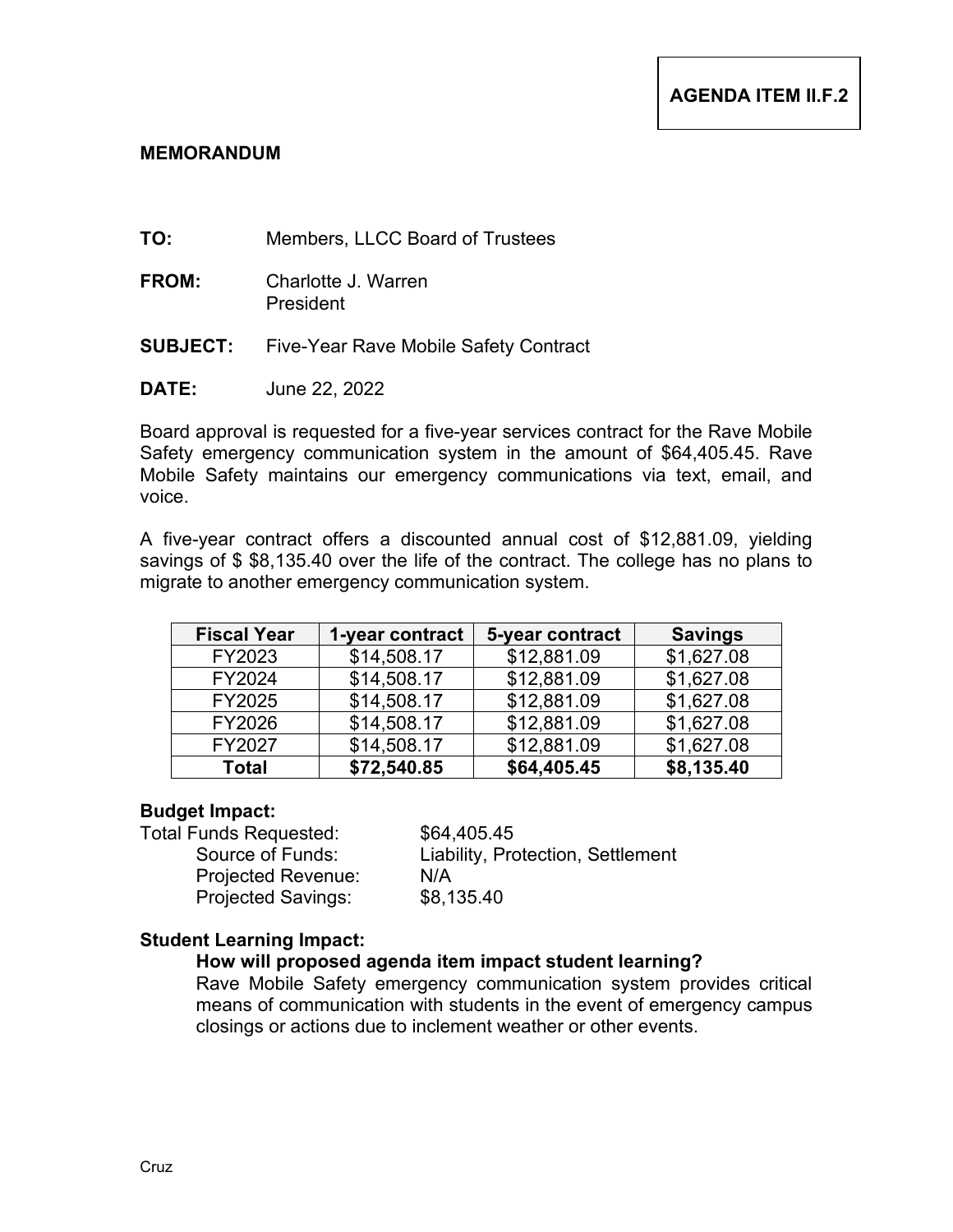**AGENDA ITEM II.F.2**

**MEMORANDUM**

**TO:** Members, LLCC Board of Trustees

**FROM:** Charlotte J. Warren
President

**SUBJECT:** Five-Year Rave Mobile Safety Contract

**DATE:** June 22, 2022

Board approval is requested for a five-year services contract for the Rave Mobile Safety emergency communication system in the amount of $64,405.45. Rave Mobile Safety maintains our emergency communications via text, email, and voice.

A five-year contract offers a discounted annual cost of $12,881.09, yielding savings of $ $8,135.40 over the life of the contract. The college has no plans to migrate to another emergency communication system.

| Fiscal Year | 1-year contract | 5-year contract | Savings |
|---|---|---|---|
| FY2023 | $14,508.17 | $12,881.09 | $1,627.08 |
| FY2024 | $14,508.17 | $12,881.09 | $1,627.08 |
| FY2025 | $14,508.17 | $12,881.09 | $1,627.08 |
| FY2026 | $14,508.17 | $12,881.09 | $1,627.08 |
| FY2027 | $14,508.17 | $12,881.09 | $1,627.08 |
| **Total** | **$72,540.85** | **$64,405.45** | **$8,135.40** |

**Budget Impact:**

Total Funds Requested: $64,405.45
- Source of Funds: Liability, Protection, Settlement
- Projected Revenue: N/A
- Projected Savings: $8,135.40

**Student Learning Impact:**

**How will proposed agenda item impact student learning?**

Rave Mobile Safety emergency communication system provides critical means of communication with students in the event of emergency campus closings or actions due to inclement weather or other events.

Cruz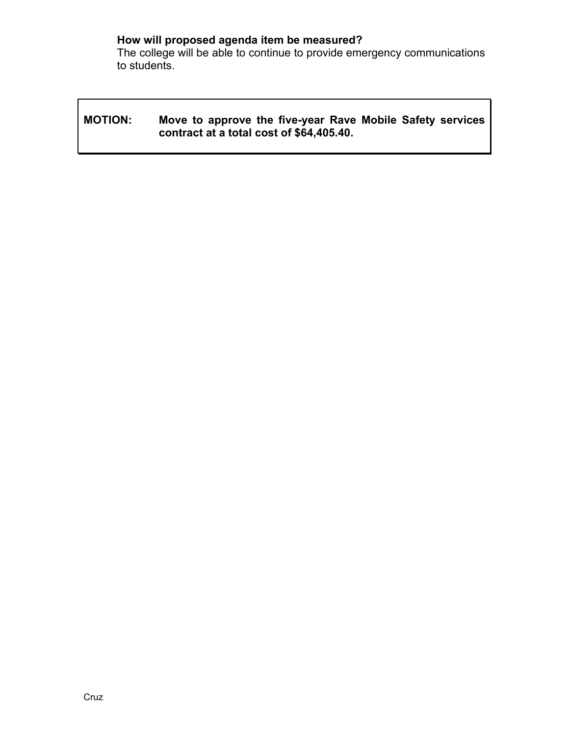**How will proposed agenda item be measured?**
The college will be able to continue to provide emergency communications to students.

**MOTION: Move to approve the five-year Rave Mobile Safety services contract at a total cost of $64,405.40.**

Cruz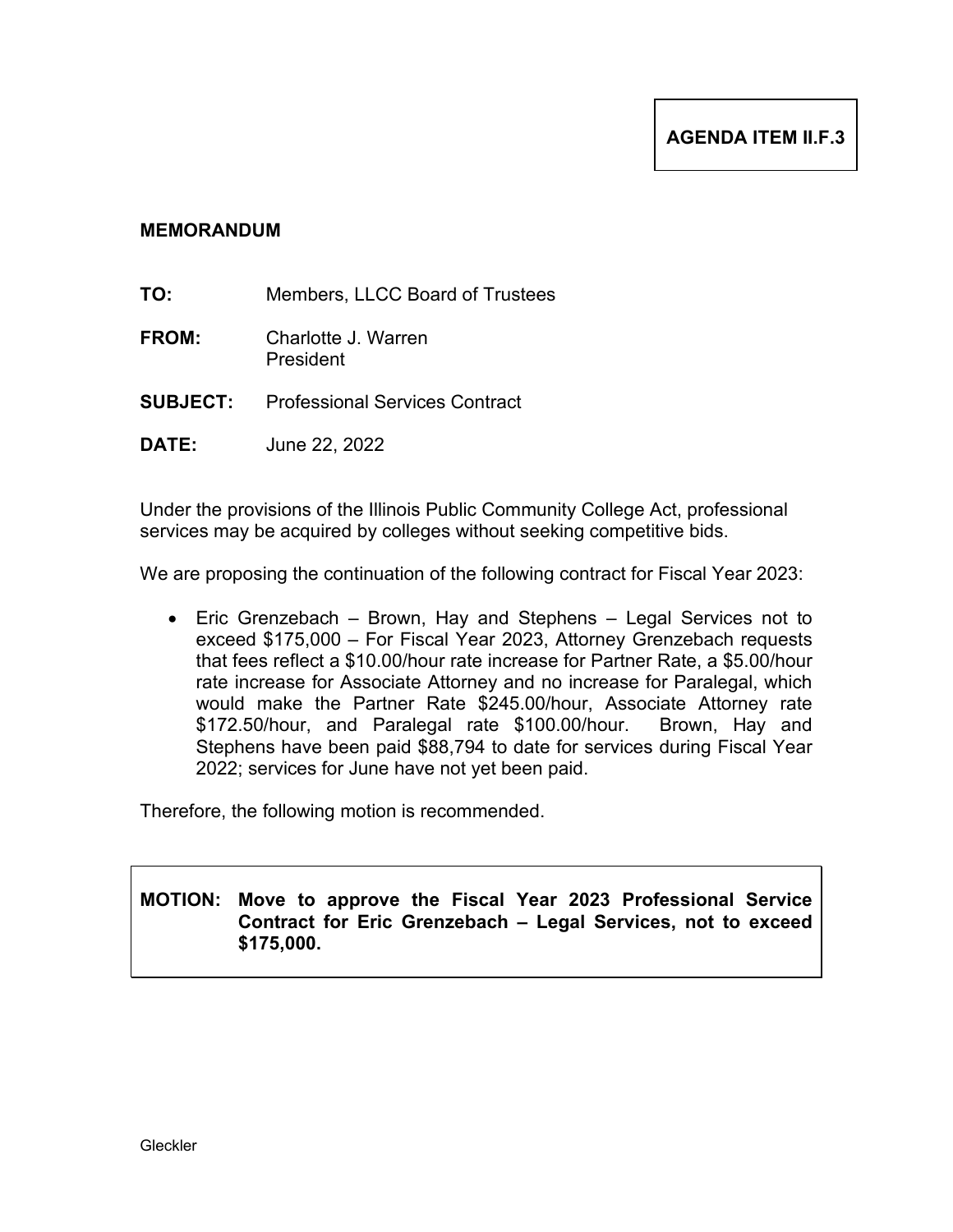**AGENDA ITEM II.F.3**

## MEMORANDUM

**TO:** Members, LLCC Board of Trustees

**FROM:** Charlotte J. Warren
President

**SUBJECT:** Professional Services Contract

**DATE:** June 22, 2022

Under the provisions of the Illinois Public Community College Act, professional services may be acquired by colleges without seeking competitive bids.

We are proposing the continuation of the following contract for Fiscal Year 2023:

- Eric Grenzebach – Brown, Hay and Stephens – Legal Services not to exceed $175,000 – For Fiscal Year 2023, Attorney Grenzebach requests that fees reflect a $10.00/hour rate increase for Partner Rate, a $5.00/hour rate increase for Associate Attorney and no increase for Paralegal, which would make the Partner Rate $245.00/hour, Associate Attorney rate $172.50/hour, and Paralegal rate $100.00/hour. Brown, Hay and Stephens have been paid $88,794 to date for services during Fiscal Year 2022; services for June have not yet been paid.

Therefore, the following motion is recommended.

**MOTION: Move to approve the Fiscal Year 2023 Professional Service Contract for Eric Grenzebach – Legal Services, not to exceed $175,000.**

Gleckler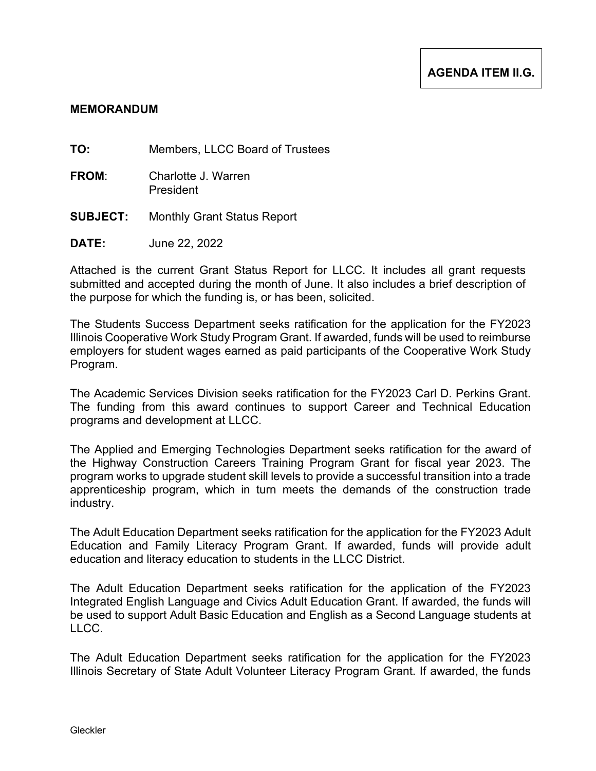**AGENDA ITEM II.G.**

**MEMORANDUM**

**TO:** Members, LLCC Board of Trustees

**FROM**: Charlotte J. Warren
President

**SUBJECT:** Monthly Grant Status Report

**DATE:** June 22, 2022

Attached is the current Grant Status Report for LLCC. It includes all grant requests submitted and accepted during the month of June. It also includes a brief description of the purpose for which the funding is, or has been, solicited.

The Students Success Department seeks ratification for the application for the FY2023 Illinois Cooperative Work Study Program Grant. If awarded, funds will be used to reimburse employers for student wages earned as paid participants of the Cooperative Work Study Program.

The Academic Services Division seeks ratification for the FY2023 Carl D. Perkins Grant. The funding from this award continues to support Career and Technical Education programs and development at LLCC.

The Applied and Emerging Technologies Department seeks ratification for the award of the Highway Construction Careers Training Program Grant for fiscal year 2023. The program works to upgrade student skill levels to provide a successful transition into a trade apprenticeship program, which in turn meets the demands of the construction trade industry.

The Adult Education Department seeks ratification for the application for the FY2023 Adult Education and Family Literacy Program Grant. If awarded, funds will provide adult education and literacy education to students in the LLCC District.

The Adult Education Department seeks ratification for the application of the FY2023 Integrated English Language and Civics Adult Education Grant. If awarded, the funds will be used to support Adult Basic Education and English as a Second Language students at LLCC.

The Adult Education Department seeks ratification for the application for the FY2023 Illinois Secretary of State Adult Volunteer Literacy Program Grant. If awarded, the funds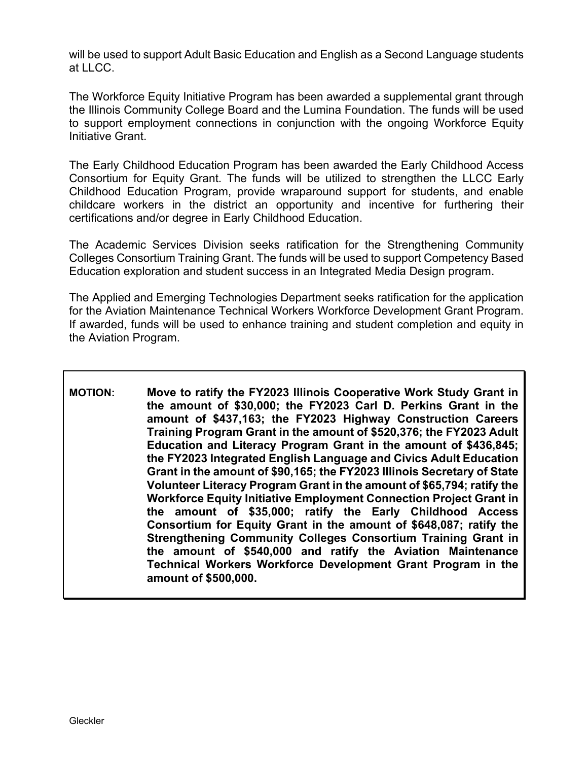will be used to support Adult Basic Education and English as a Second Language students at LLCC.

The Workforce Equity Initiative Program has been awarded a supplemental grant through the Illinois Community College Board and the Lumina Foundation. The funds will be used to support employment connections in conjunction with the ongoing Workforce Equity Initiative Grant.

The Early Childhood Education Program has been awarded the Early Childhood Access Consortium for Equity Grant. The funds will be utilized to strengthen the LLCC Early Childhood Education Program, provide wraparound support for students, and enable childcare workers in the district an opportunity and incentive for furthering their certifications and/or degree in Early Childhood Education.

The Academic Services Division seeks ratification for the Strengthening Community Colleges Consortium Training Grant. The funds will be used to support Competency Based Education exploration and student success in an Integrated Media Design program.

The Applied and Emerging Technologies Department seeks ratification for the application for the Aviation Maintenance Technical Workers Workforce Development Grant Program. If awarded, funds will be used to enhance training and student completion and equity in the Aviation Program.

**MOTION:** **Move to ratify the FY2023 Illinois Cooperative Work Study Grant in the amount of $30,000; the FY2023 Carl D. Perkins Grant in the amount of $437,163; the FY2023 Highway Construction Careers Training Program Grant in the amount of $520,376; the FY2023 Adult Education and Literacy Program Grant in the amount of $436,845; the FY2023 Integrated English Language and Civics Adult Education Grant in the amount of $90,165; the FY2023 Illinois Secretary of State Volunteer Literacy Program Grant in the amount of $65,794; ratify the Workforce Equity Initiative Employment Connection Project Grant in the amount of $35,000; ratify the Early Childhood Access Consortium for Equity Grant in the amount of $648,087; ratify the Strengthening Community Colleges Consortium Training Grant in the amount of $540,000 and ratify the Aviation Maintenance Technical Workers Workforce Development Grant Program in the amount of $500,000.**

Gleckler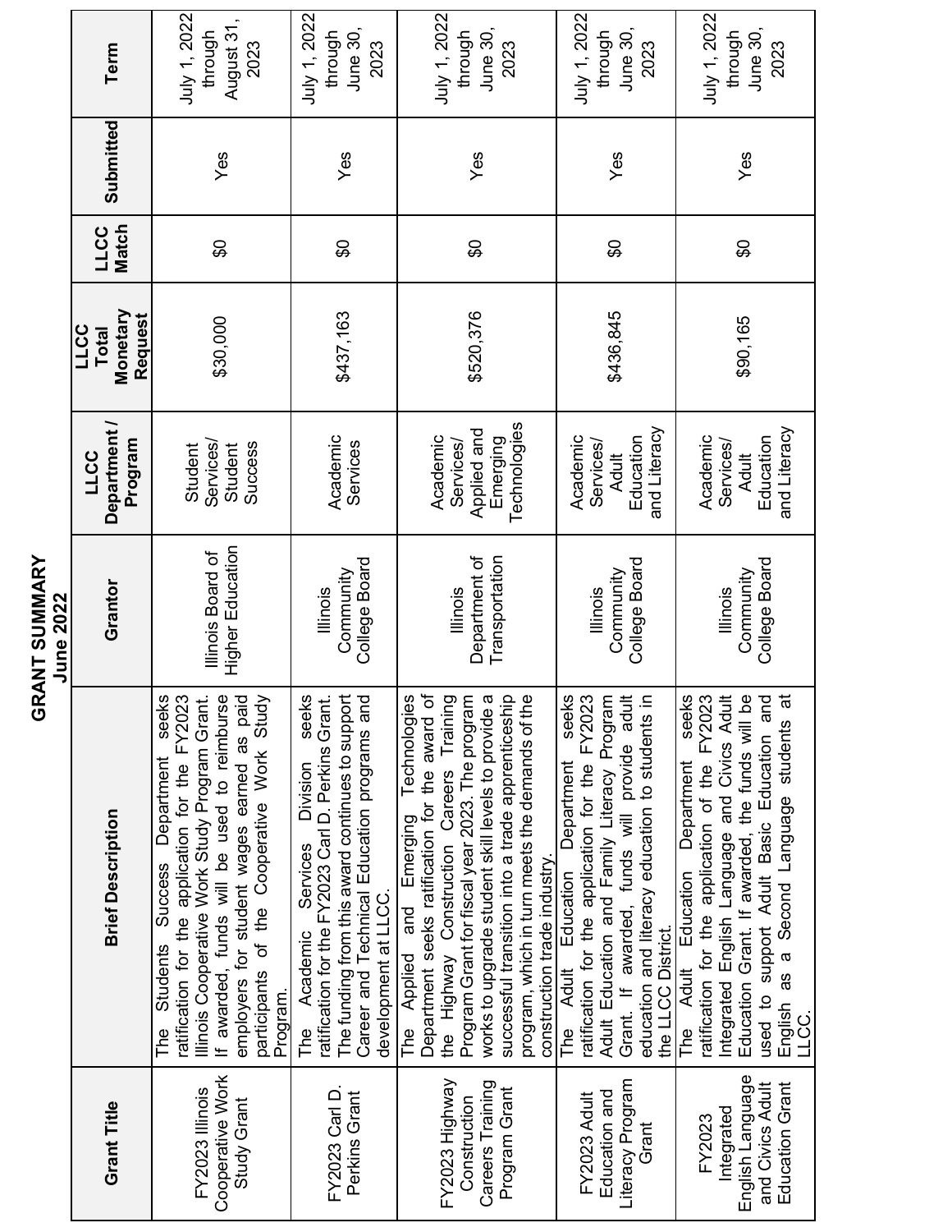# GRANT SUMMARY
## June 2022

| Grant Title | Brief Description | Grantor | LLCC Department / Program | LLCC Total Monetary Request | LLCC Match | Submitted | Term |
|---|---|---|---|---|---|---|---|
| FY2023 Illinois Cooperative Work Study Grant | The Students Success Department seeks ratification for the application for the FY2023 Illinois Cooperative Work Study Program Grant. If awarded, funds will be used to reimburse employers for student wages earned as paid participants of the Cooperative Work Study Program. | Illinois Board of Higher Education | Student Services/ Student Success | $30,000 | $0 | Yes | July 1, 2022 through August 31, 2023 |
| FY2023 Carl D. Perkins Grant | The Academic Services Division seeks ratification for the FY2023 Carl D. Perkins Grant. The funding from this award continues to support Career and Technical Education programs and development at LLCC. | Illinois Community College Board | Academic Services | $437,163 | $0 | Yes | July 1, 2022 through June 30, 2023 |
| FY2023 Highway Construction Careers Training Program Grant | The Applied and Emerging Technologies Department seeks ratification for the award of the Highway Construction Careers Training Program Grant for fiscal year 2023. The program works to upgrade student skill levels to provide a successful transition into a trade apprenticeship program, which in turn meets the demands of the construction trade industry. | Illinois Department of Transportation | Academic Services/ Applied and Emerging Technologies | $520,376 | $0 | Yes | July 1, 2022 through June 30, 2023 |
| FY2023 Adult Education and Literacy Program Grant | The Adult Education Department seeks ratification for the application for the FY2023 Adult Education and Family Literacy Program Grant. If awarded, funds will provide adult education and literacy education to students in the LLCC District. | Illinois Community College Board | Academic Services/ Adult Education and Literacy | $436,845 | $0 | Yes | July 1, 2022 through June 30, 2023 |
| FY2023 Integrated English Language and Civics Adult Education Grant | The Adult Education Department seeks ratification of the application of the FY2023 Integrated English Language and Civics Adult Education Grant. If awarded, the funds will be used to support Adult Basic Education and English as a Second Language students at LLCC. | Illinois Community College Board | Academic Services/ Adult Education and Literacy | $90,165 | $0 | Yes | July 1, 2022 through June 30, 2023 |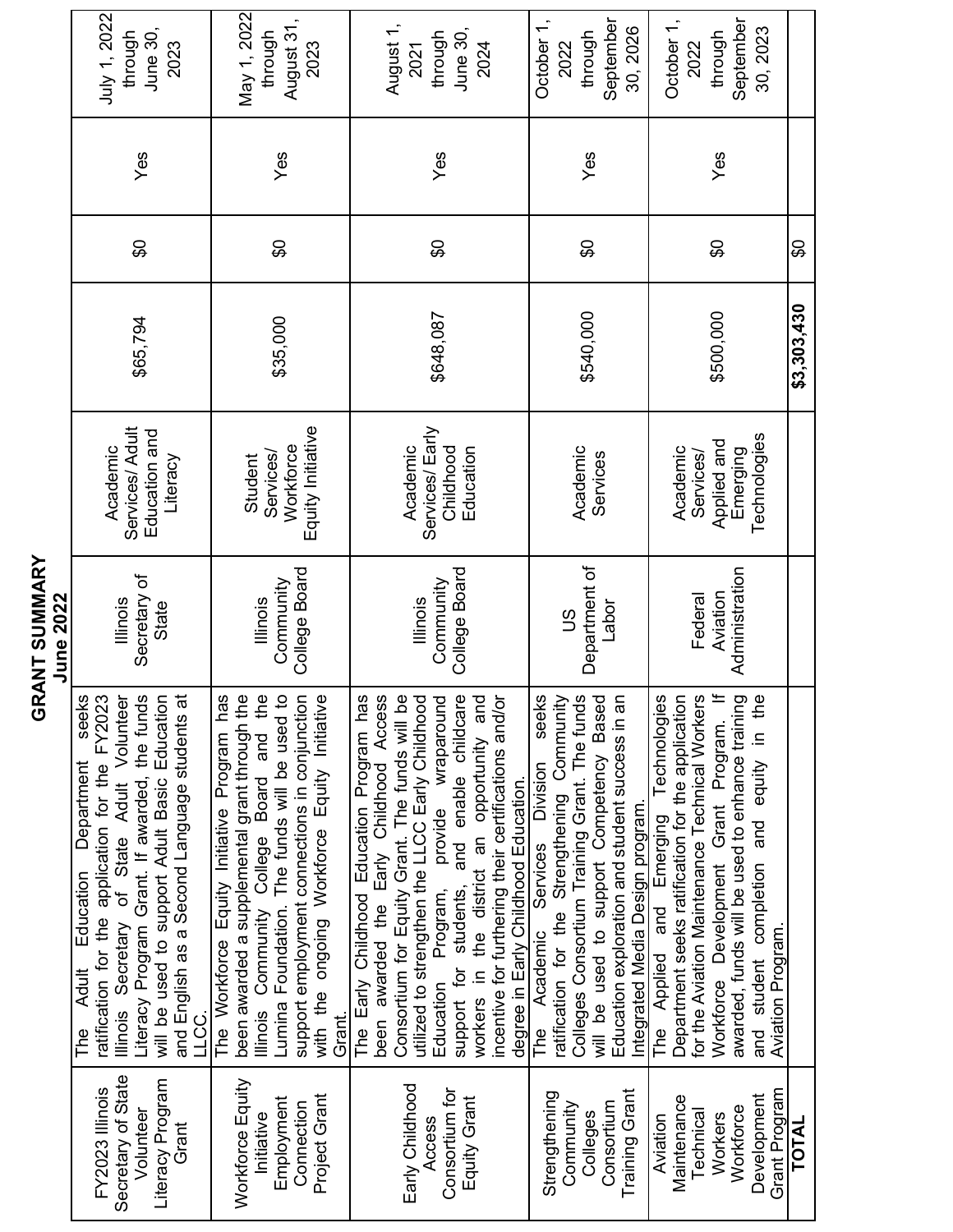# GRANT SUMMARY
## June 2022

| | | | | | | | |
|---|---|---|---|---|---|---|---|
| FY2023 Illinois Secretary of State Volunteer Literacy Program Grant | The Adult Education Department seeks ratification for the application for the FY2023 Illinois Secretary of State Adult Volunteer Literacy Program Grant. If awarded, the funds will be used to support Adult Basic Education and English as a Second Language students at LLCC. | Illinois Secretary of State | Academic Services/ Adult Education and Literacy | $65,794 | $0 | Yes | July 1, 2022 through June 30, 2023 |
| Workforce Equity Initiative Employment Connection Project Grant | The Workforce Equity Initiative Program has been awarded a supplemental grant through the Illinois Community College Board and the Lumina Foundation. The funds will be used to support employment connections in conjunction with the ongoing Workforce Equity Initiative Grant. | Illinois Community College Board | Student Services/ Workforce Equity Initiative | $35,000 | $0 | Yes | May 1, 2022 through August 31, 2023 |
| Early Childhood Access Consortium for Equity Grant | The Early Childhood Education Program has been awarded the Early Childhood Access Consortium for Equity Grant. The funds will be utilized to strengthen the LLCC Early Childhood Education Program, provide wraparound support for students, and enable childcare workers in the district an opportunity and incentive for furthering their certifications and/or degree in Early Childhood Education. | Illinois Community College Board | Academic Services/ Early Childhood Education | $648,087 | $0 | Yes | August 1, 2021 through June 30, 2024 |
| Strengthening Community Colleges Consortium Training Grant | The Academic Services Division seeks ratification for the Strengthening Community Colleges Consortium Training Grant. The funds will be used to support Competency Based Education exploration and student success in an Integrated Media Design program. | US Department of Labor | Academic Services | $540,000 | $0 | Yes | October 1, 2022 through September 30, 2026 |
| Aviation Maintenance Technical Workers Workforce Development Grant Program | The Applied and Emerging Technologies Department seeks ratification for the application for the Aviation Maintenance Technical Workers Workforce Development Grant Program. If awarded, funds will be used to enhance training and student completion and equity in the Aviation Program. | Federal Aviation Administration | Academic Services/ Applied and Emerging Technologies | $500,000 | $0 | Yes | October 1, 2022 through September 30, 2023 |
| **TOTAL** | | | | **$3,303,430** | $0 | | |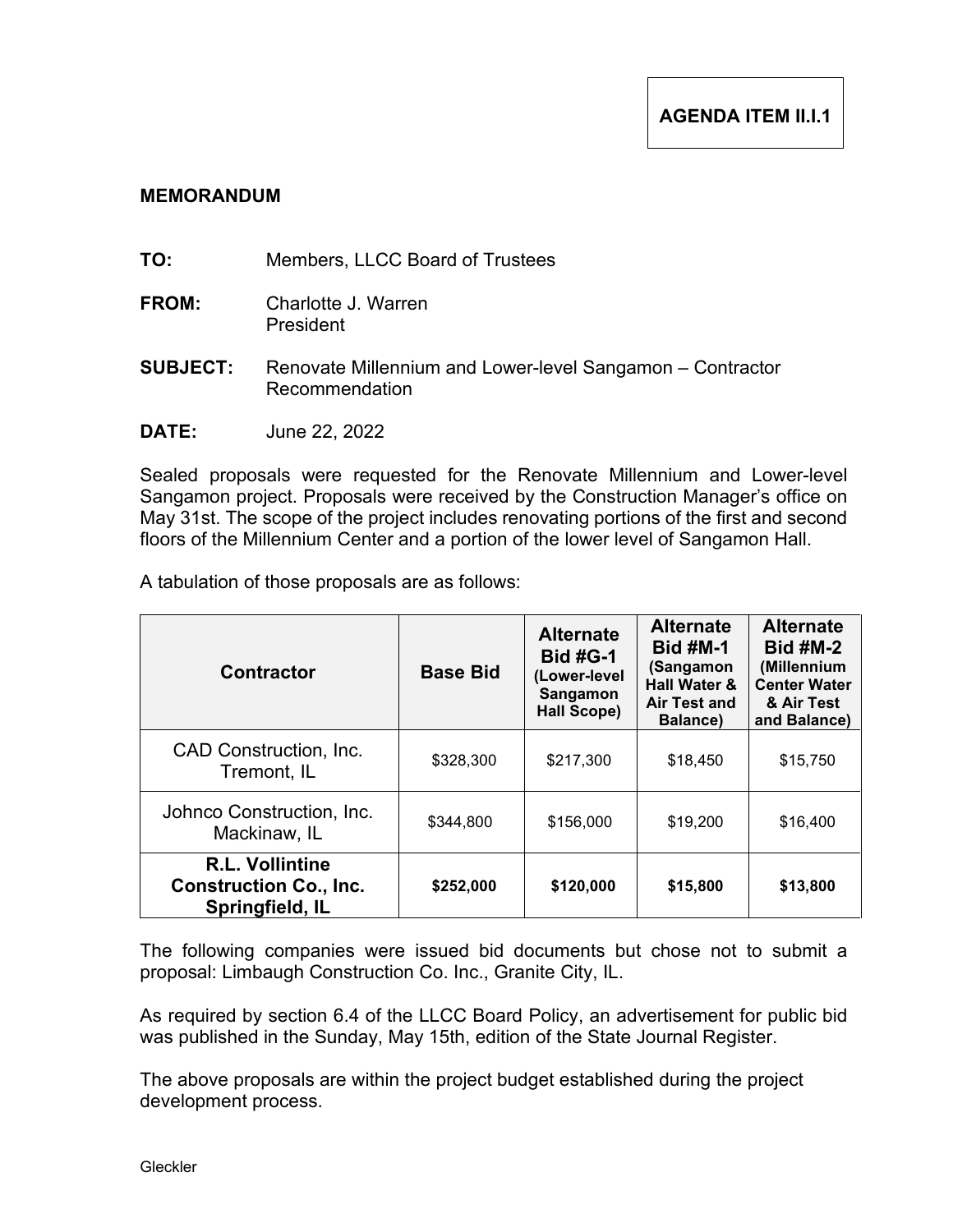**AGENDA ITEM II.I.1**

**MEMORANDUM**

**TO:** Members, LLCC Board of Trustees

**FROM:** Charlotte J. Warren
President

**SUBJECT:** Renovate Millennium and Lower-level Sangamon – Contractor Recommendation

**DATE:** June 22, 2022

Sealed proposals were requested for the Renovate Millennium and Lower-level Sangamon project. Proposals were received by the Construction Manager's office on May 31st. The scope of the project includes renovating portions of the first and second floors of the Millennium Center and a portion of the lower level of Sangamon Hall.

A tabulation of those proposals are as follows:

| Contractor | Base Bid | Alternate Bid #G-1 (Lower-level Sangamon Hall Scope) | Alternate Bid #M-1 (Sangamon Hall Water & Air Test and Balance) | Alternate Bid #M-2 (Millennium Center Water & Air Test and Balance) |
|---|---|---|---|---|
| CAD Construction, Inc. Tremont, IL | $328,300 | $217,300 | $18,450 | $15,750 |
| Johnco Construction, Inc. Mackinaw, IL | $344,800 | $156,000 | $19,200 | $16,400 |
| **R.L. Vollintine Construction Co., Inc. Springfield, IL** | **$252,000** | **$120,000** | **$15,800** | **$13,800** |

The following companies were issued bid documents but chose not to submit a proposal: Limbaugh Construction Co. Inc., Granite City, IL.

As required by section 6.4 of the LLCC Board Policy, an advertisement for public bid was published in the Sunday, May 15th, edition of the State Journal Register.

The above proposals are within the project budget established during the project development process.

Gleckler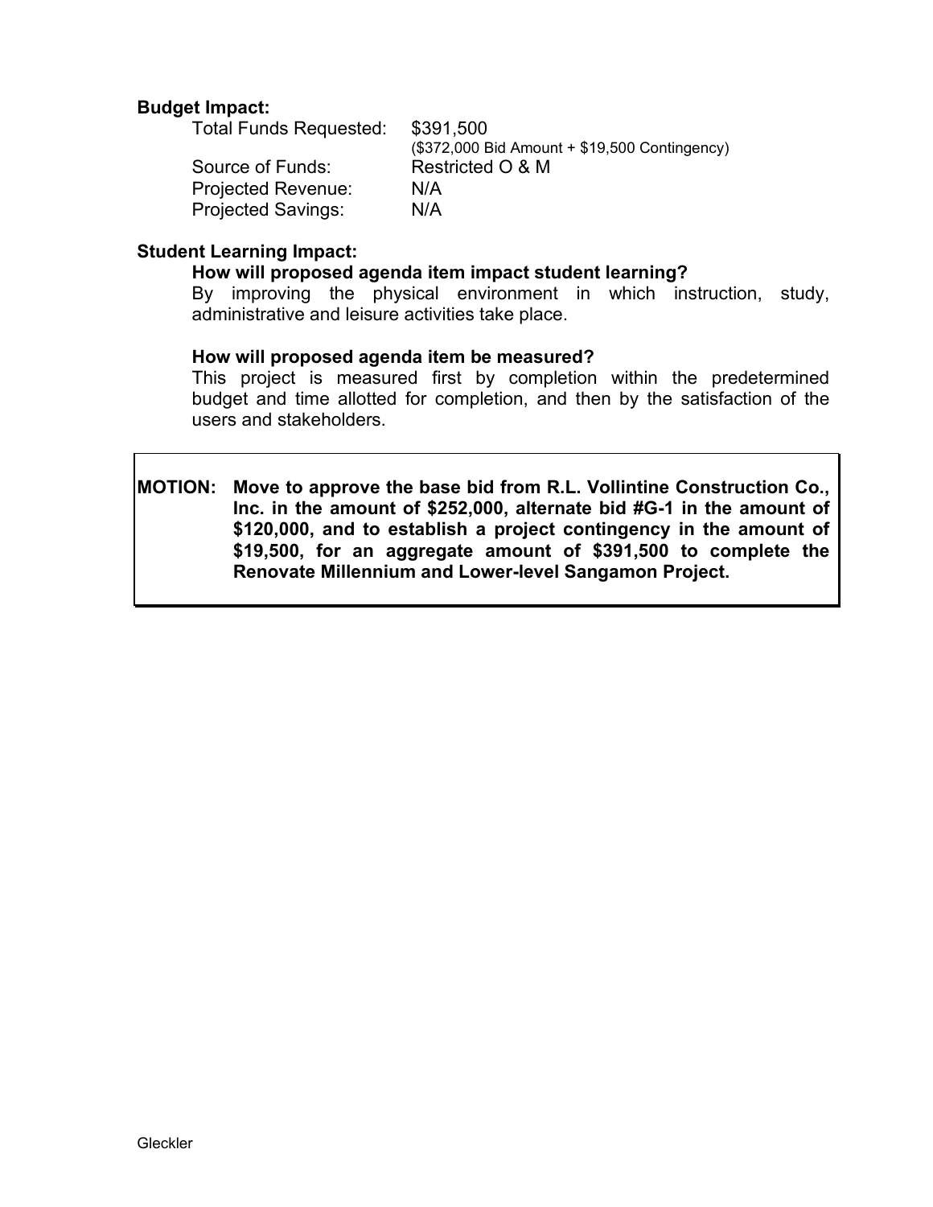**Budget Impact:**

| | |
|---|---|
| Total Funds Requested: | $391,500 <br> ($372,000 Bid Amount + $19,500 Contingency) |
| Source of Funds: | Restricted O & M |
| Projected Revenue: | N/A |
| Projected Savings: | N/A |

**Student Learning Impact:**

**How will proposed agenda item impact student learning?**

By improving the physical environment in which instruction, study, administrative and leisure activities take place.

**How will proposed agenda item be measured?**

This project is measured first by completion within the predetermined budget and time allotted for completion, and then by the satisfaction of the users and stakeholders.

**MOTION: Move to approve the base bid from R.L. Vollintine Construction Co., Inc. in the amount of $252,000, alternate bid #G-1 in the amount of $120,000, and to establish a project contingency in the amount of $19,500, for an aggregate amount of $391,500 to complete the Renovate Millennium and Lower-level Sangamon Project.**

Gleckler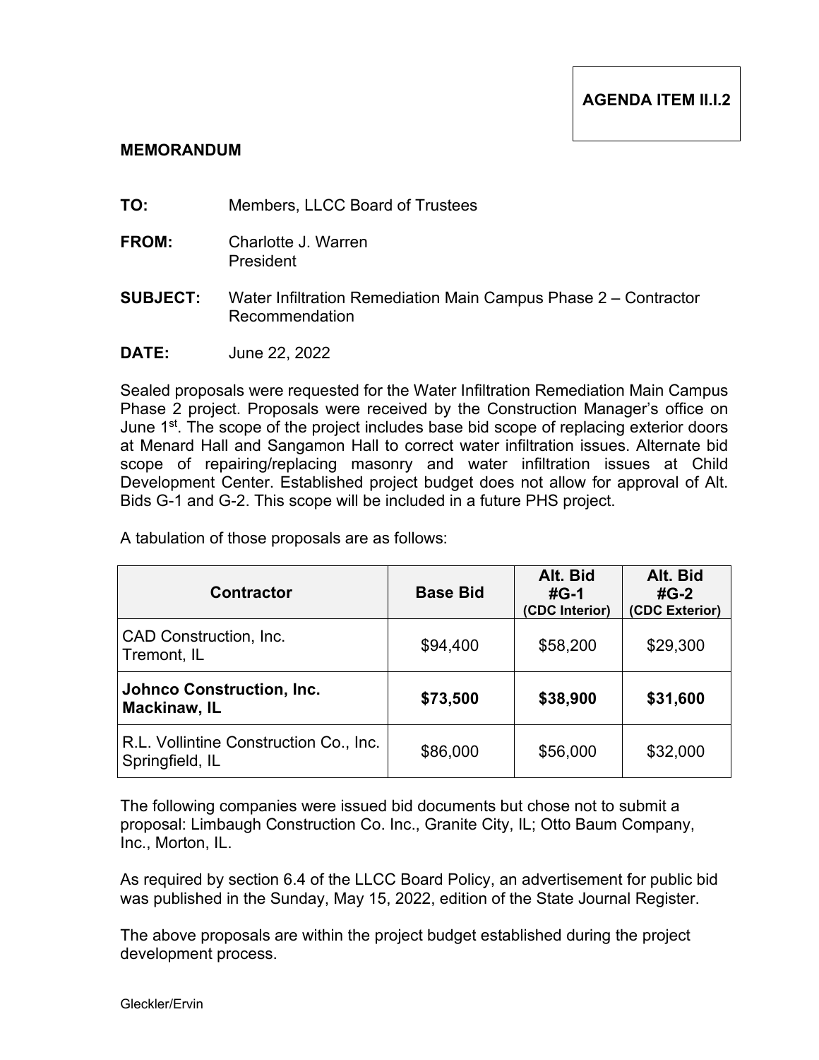**AGENDA ITEM II.I.2**

**MEMORANDUM**

**TO:** Members, LLCC Board of Trustees

**FROM:** Charlotte J. Warren
President

**SUBJECT:** Water Infiltration Remediation Main Campus Phase 2 – Contractor Recommendation

**DATE:** June 22, 2022

Sealed proposals were requested for the Water Infiltration Remediation Main Campus Phase 2 project. Proposals were received by the Construction Manager's office on June 1st. The scope of the project includes base bid scope of replacing exterior doors at Menard Hall and Sangamon Hall to correct water infiltration issues. Alternate bid scope of repairing/replacing masonry and water infiltration issues at Child Development Center. Established project budget does not allow for approval of Alt. Bids G-1 and G-2. This scope will be included in a future PHS project.

A tabulation of those proposals are as follows:

| Contractor | Base Bid | Alt. Bid #G-1 (CDC Interior) | Alt. Bid #G-2 (CDC Exterior) |
|---|---|---|---|
| CAD Construction, Inc. Tremont, IL | $94,400 | $58,200 | $29,300 |
| **Johnco Construction, Inc. Mackinaw, IL** | **$73,500** | **$38,900** | **$31,600** |
| R.L. Vollintine Construction Co., Inc. Springfield, IL | $86,000 | $56,000 | $32,000 |

The following companies were issued bid documents but chose not to submit a proposal: Limbaugh Construction Co. Inc., Granite City, IL; Otto Baum Company, Inc., Morton, IL.

As required by section 6.4 of the LLCC Board Policy, an advertisement for public bid was published in the Sunday, May 15, 2022, edition of the State Journal Register.

The above proposals are within the project budget established during the project development process.

Gleckler/Ervin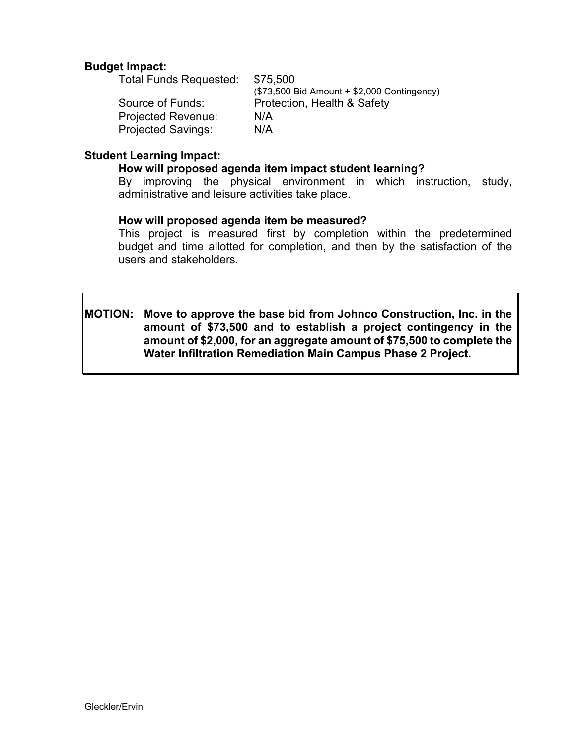**Budget Impact:**

| | |
|---|---|
| Total Funds Requested: | $75,500 ($73,500 Bid Amount + $2,000 Contingency) |
| Source of Funds: | Protection, Health & Safety |
| Projected Revenue: | N/A |
| Projected Savings: | N/A |

**Student Learning Impact:**

**How will proposed agenda item impact student learning?**

By improving the physical environment in which instruction, study, administrative and leisure activities take place.

**How will proposed agenda item be measured?**

This project is measured first by completion within the predetermined budget and time allotted for completion, and then by the satisfaction of the users and stakeholders.

**MOTION: Move to approve the base bid from Johnco Construction, Inc. in the amount of $73,500 and to establish a project contingency in the amount of $2,000, for an aggregate amount of $75,500 to complete the Water Infiltration Remediation Main Campus Phase 2 Project.**

Gleckler/Ervin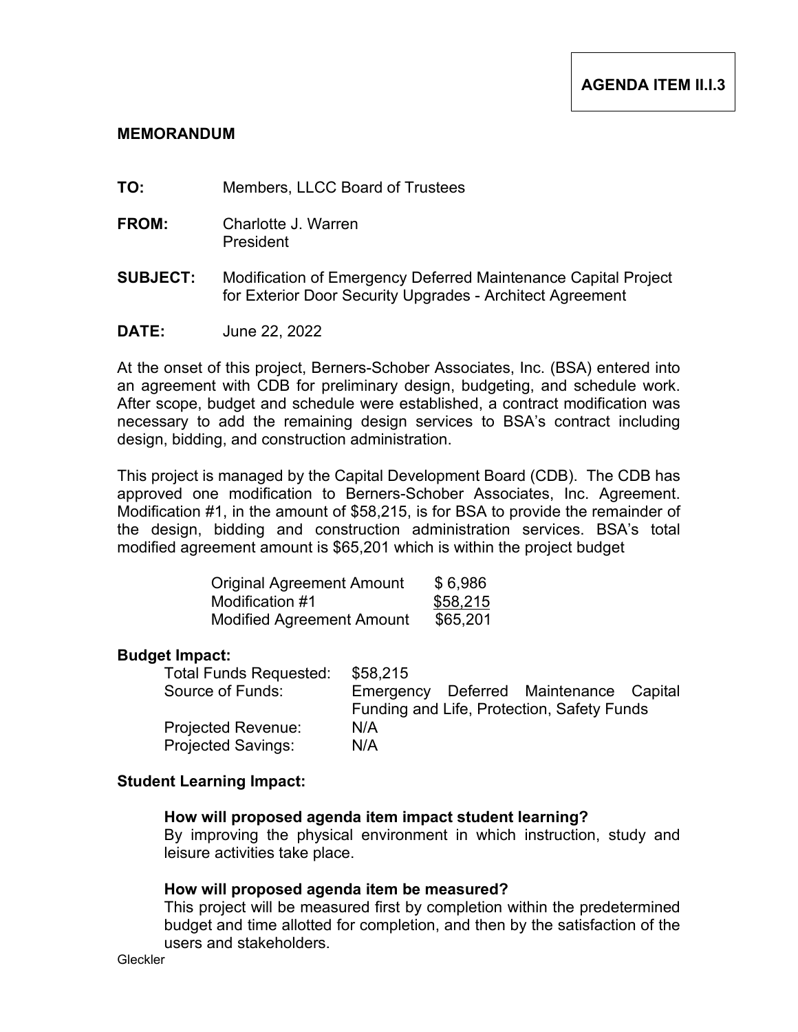**AGENDA ITEM II.I.3**

**MEMORANDUM**

**TO:** Members, LLCC Board of Trustees

**FROM:** Charlotte J. Warren
President

**SUBJECT:** Modification of Emergency Deferred Maintenance Capital Project for Exterior Door Security Upgrades - Architect Agreement

**DATE:** June 22, 2022

At the onset of this project, Berners-Schober Associates, Inc. (BSA) entered into an agreement with CDB for preliminary design, budgeting, and schedule work. After scope, budget and schedule were established, a contract modification was necessary to add the remaining design services to BSA's contract including design, bidding, and construction administration.

This project is managed by the Capital Development Board (CDB). The CDB has approved one modification to Berners-Schober Associates, Inc. Agreement. Modification #1, in the amount of $58,215, is for BSA to provide the remainder of the design, bidding and construction administration services. BSA's total modified agreement amount is $65,201 which is within the project budget

| | |
|---|---|
| Original Agreement Amount | $ 6,986 |
| Modification #1 | $58,215 |
| Modified Agreement Amount | $65,201 |

**Budget Impact:**

| | |
|---|---|
| Total Funds Requested: | $58,215 |
| Source of Funds: | Emergency Deferred Maintenance Capital Funding and Life, Protection, Safety Funds |
| Projected Revenue: | N/A |
| Projected Savings: | N/A |

**Student Learning Impact:**

**How will proposed agenda item impact student learning?**
By improving the physical environment in which instruction, study and leisure activities take place.

**How will proposed agenda item be measured?**
This project will be measured first by completion within the predetermined budget and time allotted for completion, and then by the satisfaction of the users and stakeholders.

Gleckler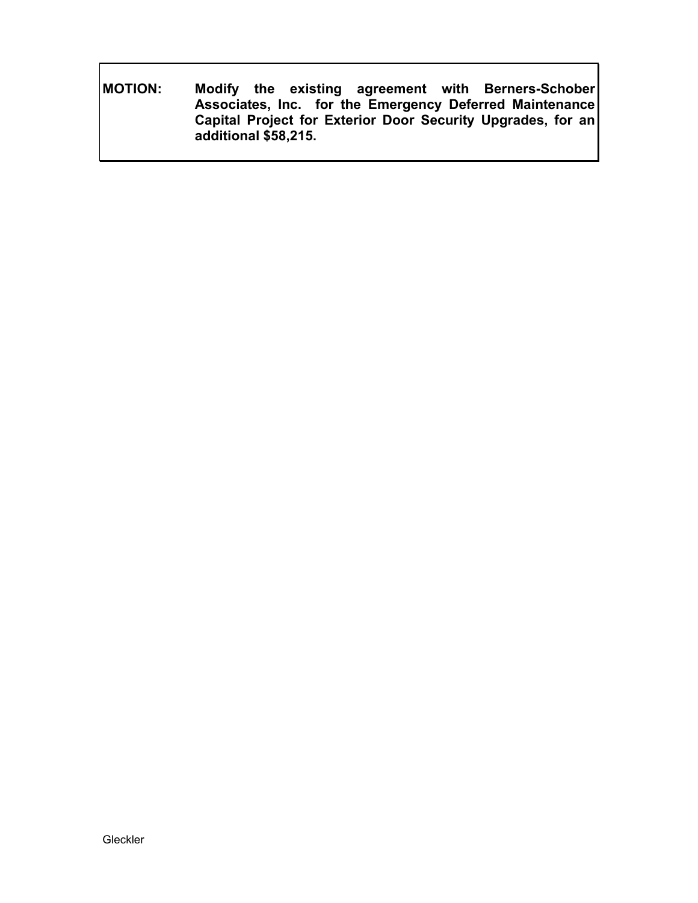**MOTION:** **Modify the existing agreement with Berners-Schober Associates, Inc. for the Emergency Deferred Maintenance Capital Project for Exterior Door Security Upgrades, for an additional $58,215.**

Gleckler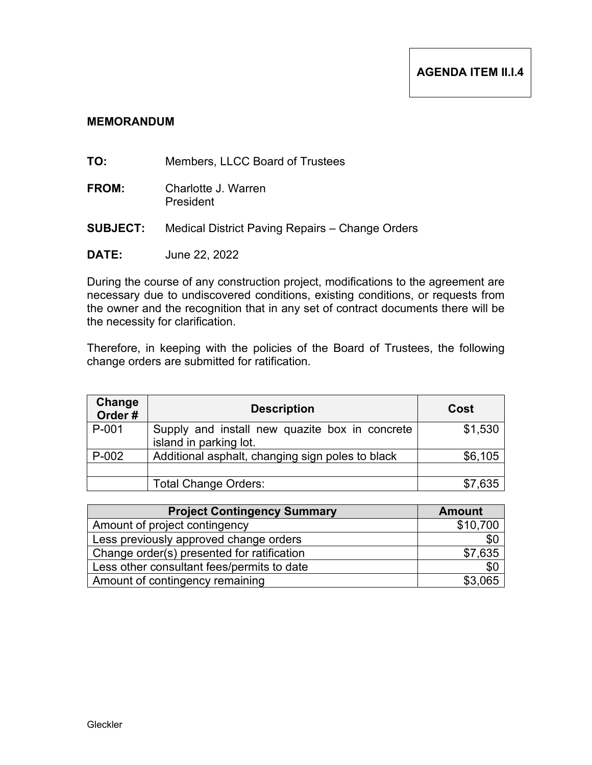**AGENDA ITEM II.I.4**

**MEMORANDUM**

**TO:** Members, LLCC Board of Trustees

**FROM:** Charlotte J. Warren
President

**SUBJECT:** Medical District Paving Repairs – Change Orders

**DATE:** June 22, 2022

During the course of any construction project, modifications to the agreement are necessary due to undiscovered conditions, existing conditions, or requests from the owner and the recognition that in any set of contract documents there will be the necessity for clarification.

Therefore, in keeping with the policies of the Board of Trustees, the following change orders are submitted for ratification.

| Change Order # | Description | Cost |
|---|---|---|
| P-001 | Supply and install new quazite box in concrete island in parking lot. | $1,530 |
| P-002 | Additional asphalt, changing sign poles to black | $6,105 |
| | | |
| | Total Change Orders: | $7,635 |

| Project Contingency Summary | Amount |
|---|---|
| Amount of project contingency | $10,700 |
| Less previously approved change orders | $0 |
| Change order(s) presented for ratification | $7,635 |
| Less other consultant fees/permits to date | $0 |
| Amount of contingency remaining | $3,065 |

Gleckler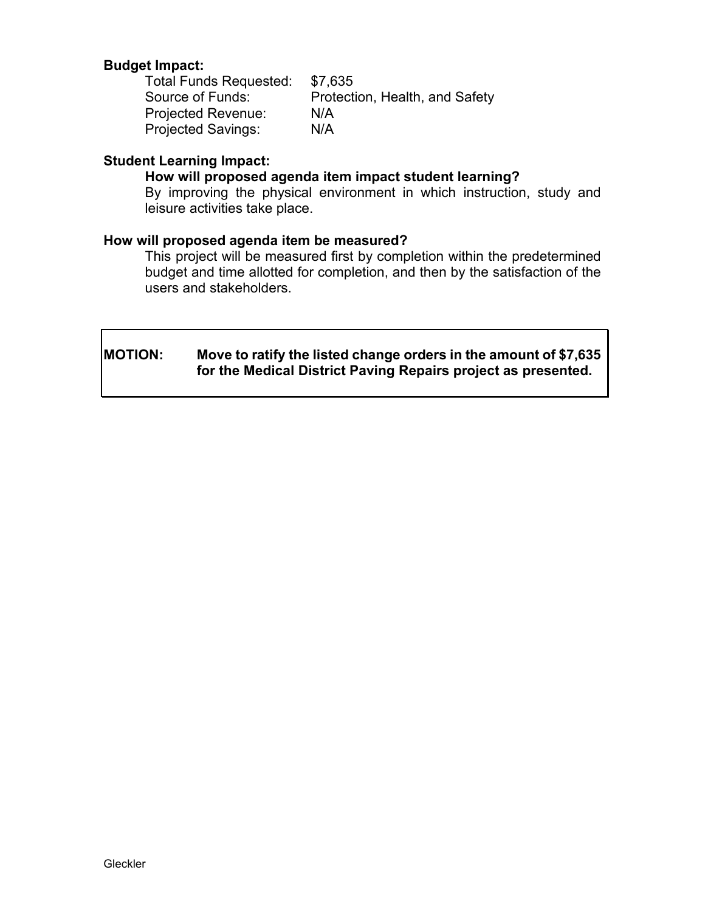**Budget Impact:**

| | |
|---|---|
| Total Funds Requested: | $7,635 |
| Source of Funds: | Protection, Health, and Safety |
| Projected Revenue: | N/A |
| Projected Savings: | N/A |

**Student Learning Impact:**

**How will proposed agenda item impact student learning?**

By improving the physical environment in which instruction, study and leisure activities take place.

**How will proposed agenda item be measured?**

This project will be measured first by completion within the predetermined budget and time allotted for completion, and then by the satisfaction of the users and stakeholders.

**MOTION: Move to ratify the listed change orders in the amount of $7,635 for the Medical District Paving Repairs project as presented.**

Gleckler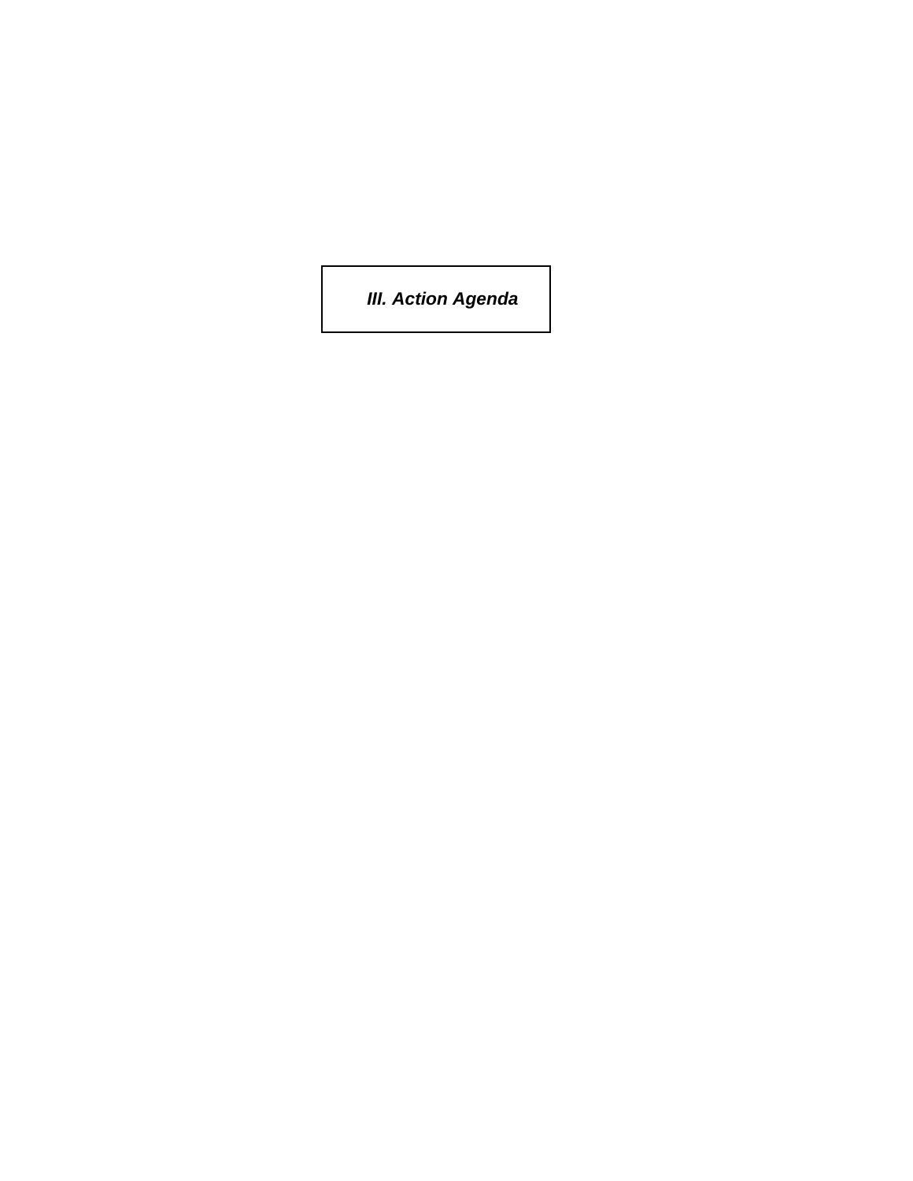# ***III. Action Agenda***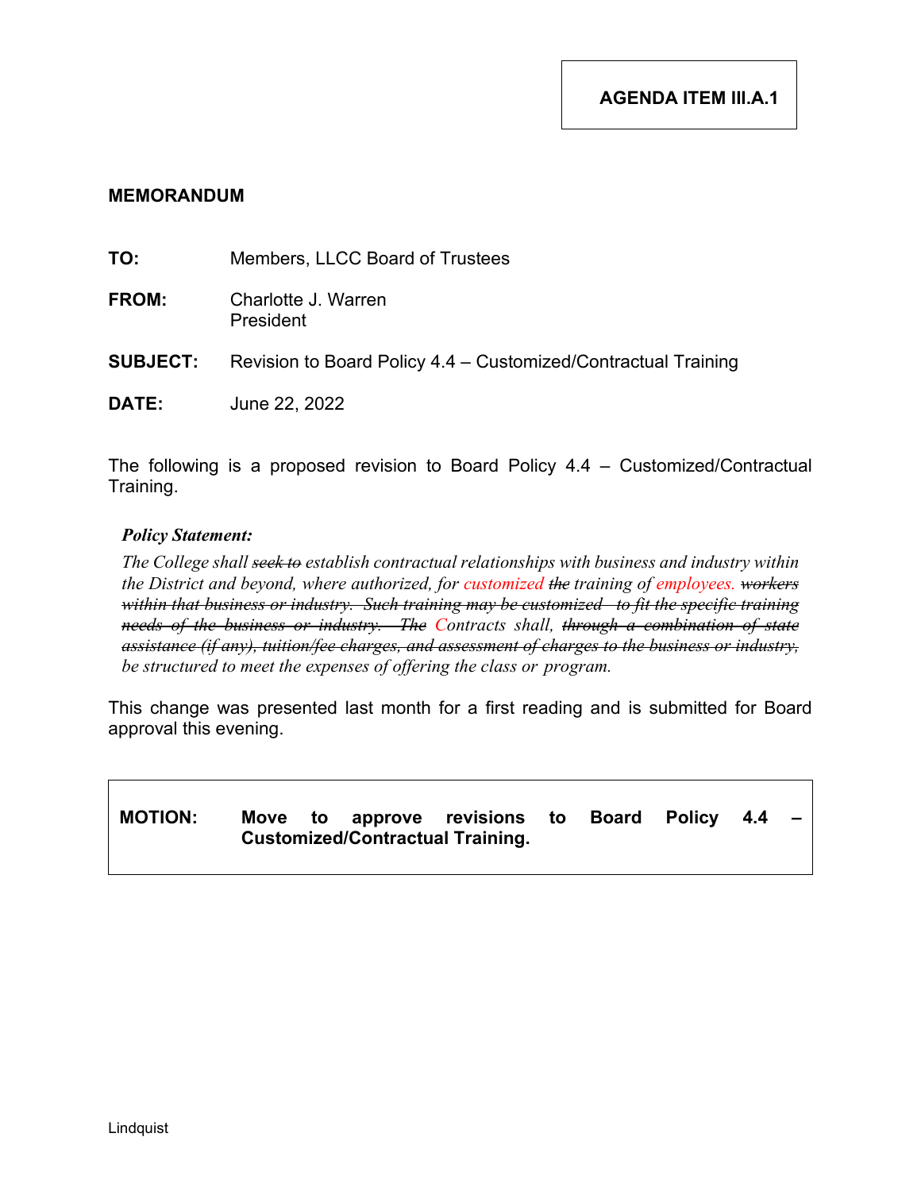**AGENDA ITEM III.A.1**

**MEMORANDUM**

**TO:** Members, LLCC Board of Trustees

**FROM:** Charlotte J. Warren
President

**SUBJECT:** Revision to Board Policy 4.4 – Customized/Contractual Training

**DATE:** June 22, 2022

The following is a proposed revision to Board Policy 4.4 – Customized/Contractual Training.

> ***Policy Statement:***
>
> *The College shall ~~seek to~~ establish contractual relationships with business and industry within the District and beyond, where authorized, for customized ~~the~~ training of employees. ~~workers within that business or industry. Such training may be customized to fit the specific training needs of the business or industry. The~~ Contracts shall, ~~through a combination of state assistance (if any), tuition/fee charges, and assessment of charges to the business or industry,~~ be structured to meet the expenses of offering the class or program.*

This change was presented last month for a first reading and is submitted for Board approval this evening.

**MOTION: Move to approve revisions to Board Policy 4.4 – Customized/Contractual Training.**

Lindquist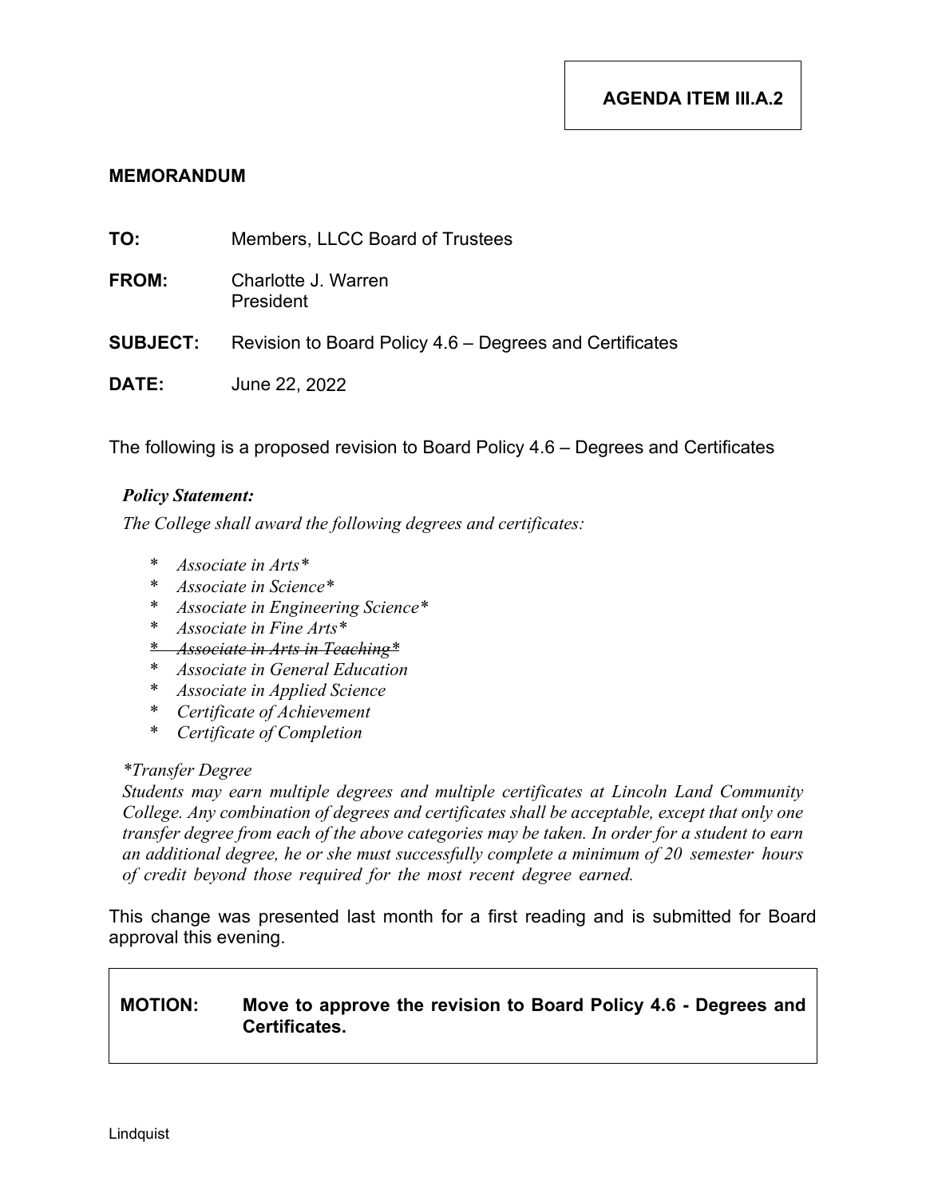**AGENDA ITEM III.A.2**

**MEMORANDUM**

**TO:** Members, LLCC Board of Trustees

**FROM:** Charlotte J. Warren
President

**SUBJECT:** Revision to Board Policy 4.6 – Degrees and Certificates

**DATE:** June 22, 2022

The following is a proposed revision to Board Policy 4.6 – Degrees and Certificates

***Policy Statement:***

*The College shall award the following degrees and certificates:*

- \* *Associate in Arts\**
- \* *Associate in Science\**
- \* *Associate in Engineering Science\**
- \* *Associate in Fine Arts\**
- ~~\* *Associate in Arts in Teaching\**~~
- \* *Associate in General Education*
- \* *Associate in Applied Science*
- \* *Certificate of Achievement*
- \* *Certificate of Completion*

*\*Transfer Degree*

*Students may earn multiple degrees and multiple certificates at Lincoln Land Community College. Any combination of degrees and certificates shall be acceptable, except that only one transfer degree from each of the above categories may be taken. In order for a student to earn an additional degree, he or she must successfully complete a minimum of 20 semester hours of credit beyond those required for the most recent degree earned.*

This change was presented last month for a first reading and is submitted for Board approval this evening.

**MOTION:** **Move to approve the revision to Board Policy 4.6 - Degrees and Certificates.**

Lindquist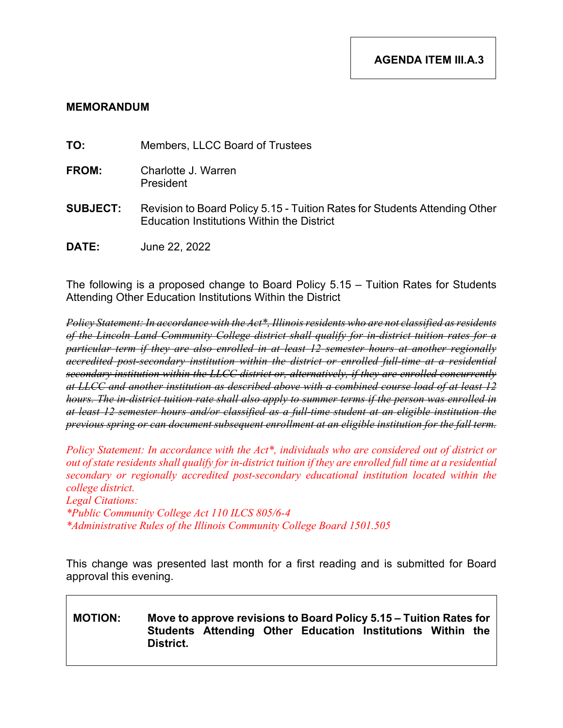**AGENDA ITEM III.A.3**

**MEMORANDUM**

**TO:** Members, LLCC Board of Trustees

**FROM:** Charlotte J. Warren
President

**SUBJECT:** Revision to Board Policy 5.15 - Tuition Rates for Students Attending Other Education Institutions Within the District

**DATE:** June 22, 2022

The following is a proposed change to Board Policy 5.15 – Tuition Rates for Students Attending Other Education Institutions Within the District

~~*Policy Statement: In accordance with the Act\*, Illinois residents who are not classified as residents of the Lincoln Land Community College district shall qualify for in-district tuition rates for a particular term if they are also enrolled in at least 12 semester hours at another regionally accredited post-secondary institution within the district or enrolled full-time at a residential secondary institution within the LLCC district or, alternatively, if they are enrolled concurrently at LLCC and another institution as described above with a combined course load of at least 12 hours. The in-district tuition rate shall also apply to summer terms if the person was enrolled in at least 12 semester hours and/or classified as a full-time student at an eligible institution the previous spring or can document subsequent enrollment at an eligible institution for the fall term.*~~

*Policy Statement: In accordance with the Act\*, individuals who are considered out of district or out of state residents shall qualify for in-district tuition if they are enrolled full time at a residential secondary or regionally accredited post-secondary educational institution located within the college district.*
*Legal Citations:*
*\*Public Community College Act 110 ILCS 805/6-4*
*\*Administrative Rules of the Illinois Community College Board 1501.505*

This change was presented last month for a first reading and is submitted for Board approval this evening.

**MOTION:** **Move to approve revisions to Board Policy 5.15 – Tuition Rates for Students Attending Other Education Institutions Within the District.**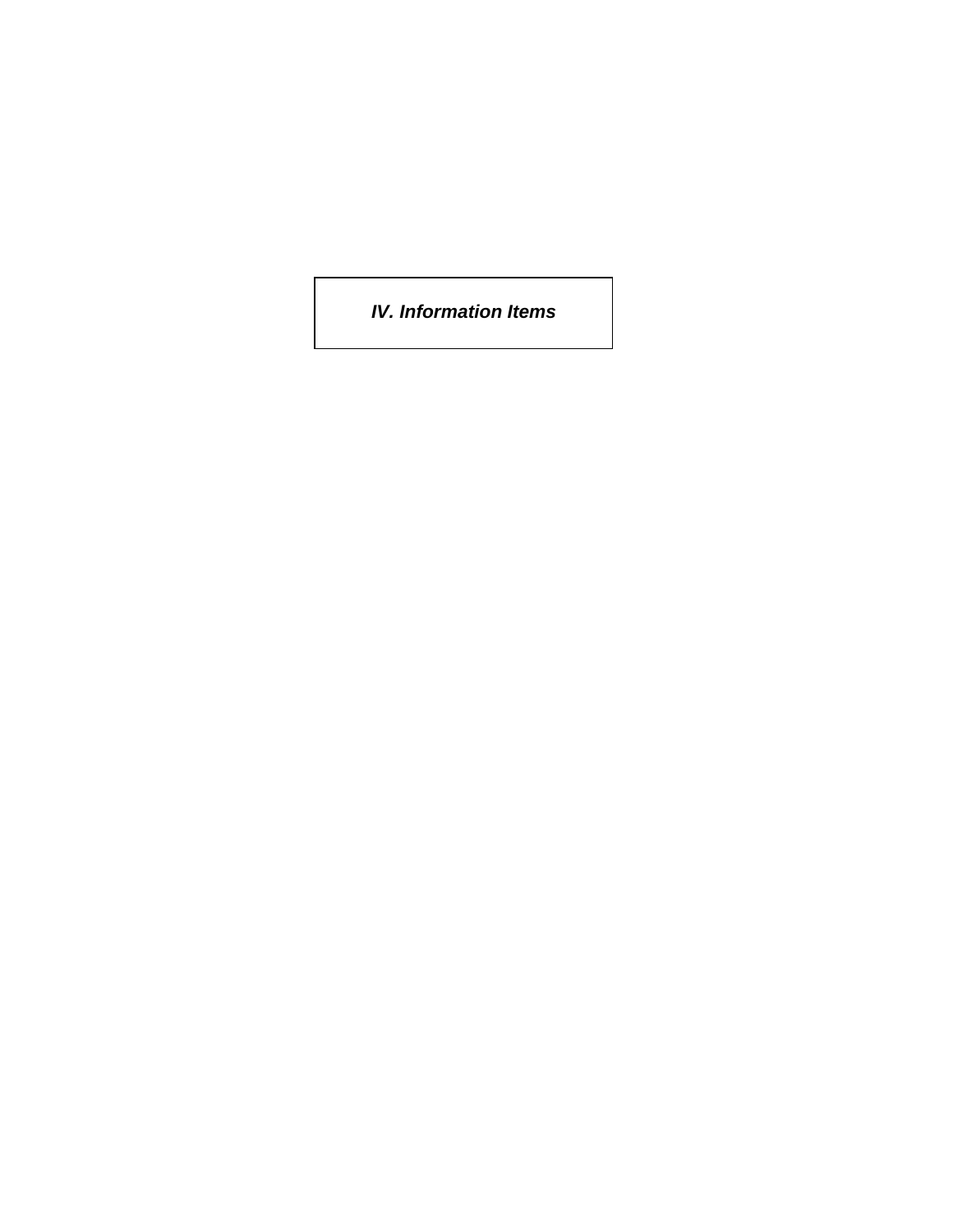# *IV. Information Items*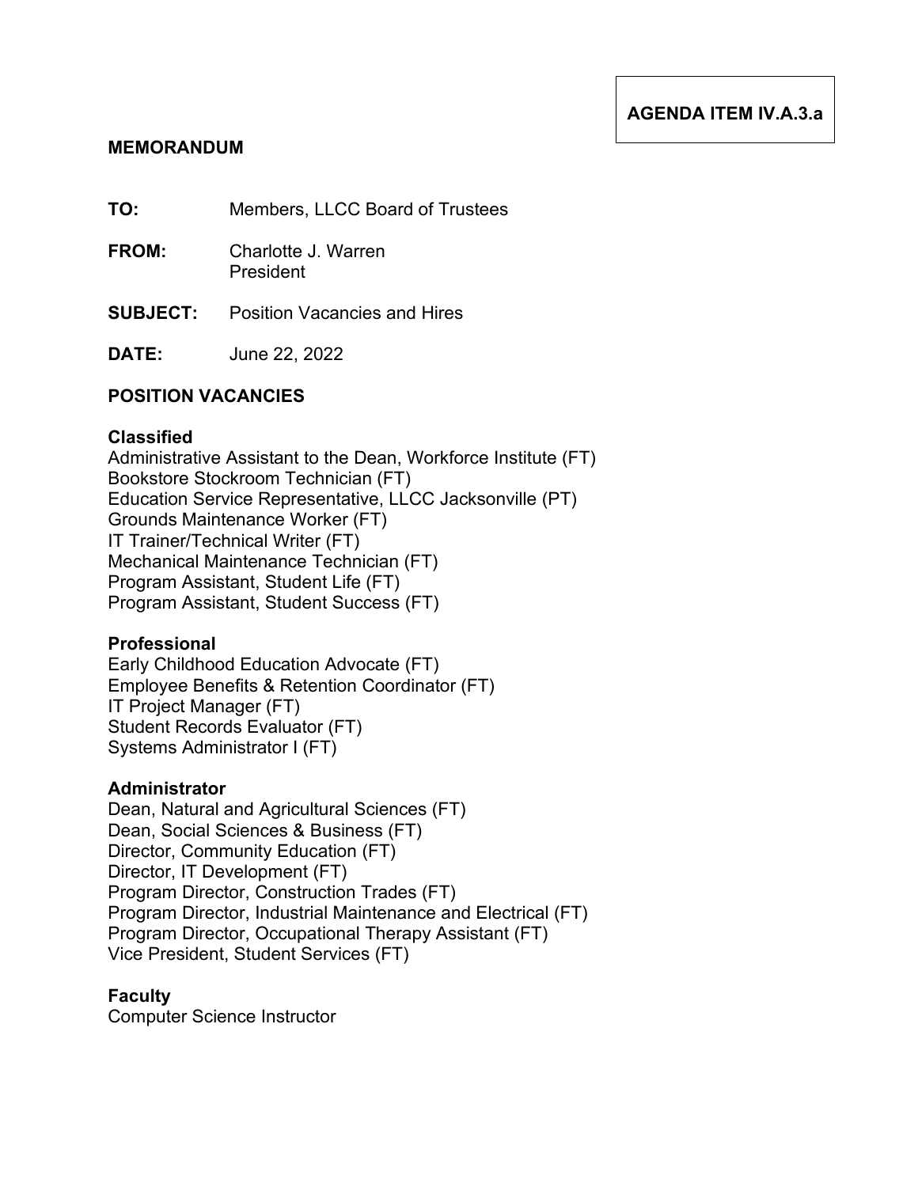**AGENDA ITEM IV.A.3.a**

## MEMORANDUM

**TO:** Members, LLCC Board of Trustees

**FROM:** Charlotte J. Warren
President

**SUBJECT:** Position Vacancies and Hires

**DATE:** June 22, 2022

## POSITION VACANCIES

### Classified

Administrative Assistant to the Dean, Workforce Institute (FT)
Bookstore Stockroom Technician (FT)
Education Service Representative, LLCC Jacksonville (PT)
Grounds Maintenance Worker (FT)
IT Trainer/Technical Writer (FT)
Mechanical Maintenance Technician (FT)
Program Assistant, Student Life (FT)
Program Assistant, Student Success (FT)

### Professional

Early Childhood Education Advocate (FT)
Employee Benefits & Retention Coordinator (FT)
IT Project Manager (FT)
Student Records Evaluator (FT)
Systems Administrator I (FT)

### Administrator

Dean, Natural and Agricultural Sciences (FT)
Dean, Social Sciences & Business (FT)
Director, Community Education (FT)
Director, IT Development (FT)
Program Director, Construction Trades (FT)
Program Director, Industrial Maintenance and Electrical (FT)
Program Director, Occupational Therapy Assistant (FT)
Vice President, Student Services (FT)

### Faculty

Computer Science Instructor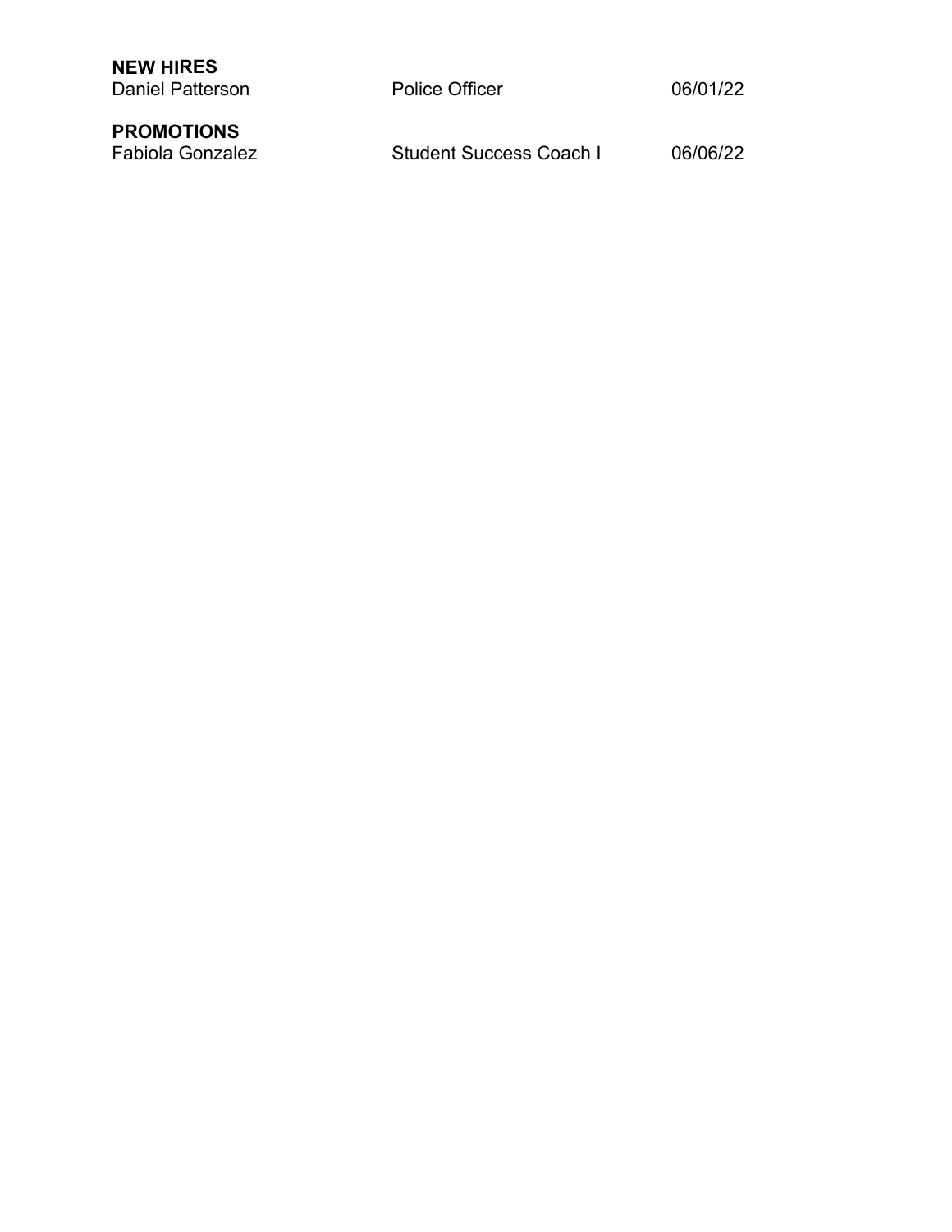**NEW HIRES**

| | | |
|---|---|---|
| Daniel Patterson | Police Officer | 06/01/22 |

**PROMOTIONS**

| | | |
|---|---|---|
| Fabiola Gonzalez | Student Success Coach I | 06/06/22 |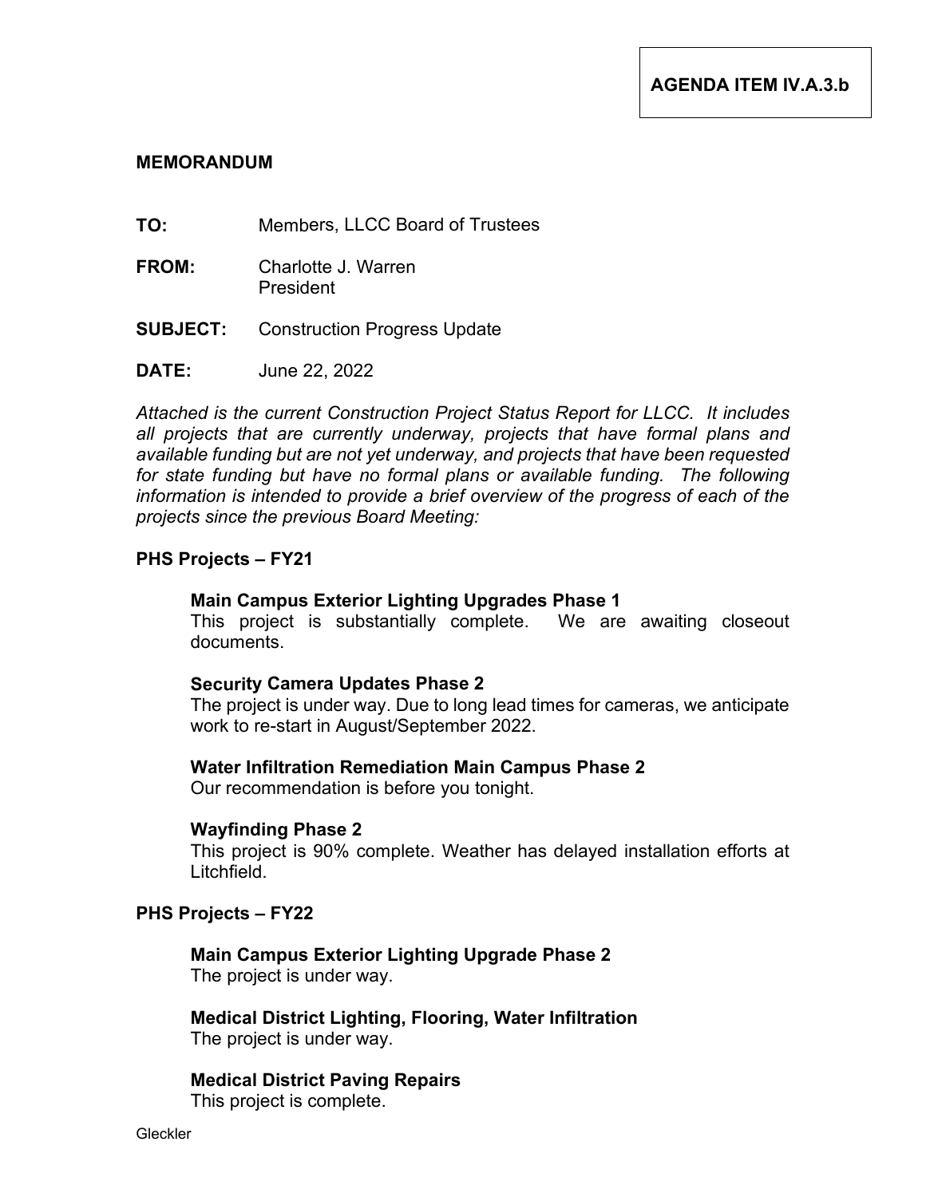**AGENDA ITEM IV.A.3.b**

**MEMORANDUM**

**TO:** Members, LLCC Board of Trustees

**FROM:** Charlotte J. Warren
President

**SUBJECT:** Construction Progress Update

**DATE:** June 22, 2022

*Attached is the current Construction Project Status Report for LLCC. It includes all projects that are currently underway, projects that have formal plans and available funding but are not yet underway, and projects that have been requested for state funding but have no formal plans or available funding. The following information is intended to provide a brief overview of the progress of each of the projects since the previous Board Meeting:*

## PHS Projects – FY21

### Main Campus Exterior Lighting Upgrades Phase 1

This project is substantially complete. We are awaiting closeout documents.

### Security Camera Updates Phase 2

The project is under way. Due to long lead times for cameras, we anticipate work to re-start in August/September 2022.

### Water Infiltration Remediation Main Campus Phase 2

Our recommendation is before you tonight.

### Wayfinding Phase 2

This project is 90% complete. Weather has delayed installation efforts at Litchfield.

## PHS Projects – FY22

### Main Campus Exterior Lighting Upgrade Phase 2

The project is under way.

### Medical District Lighting, Flooring, Water Infiltration

The project is under way.

### Medical District Paving Repairs

This project is complete.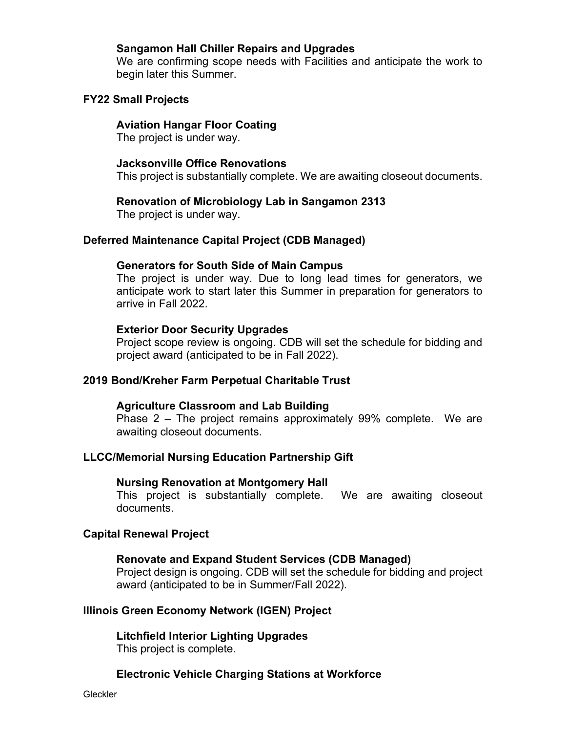#### Sangamon Hall Chiller Repairs and Upgrades

We are confirming scope needs with Facilities and anticipate the work to begin later this Summer.

### FY22 Small Projects

#### Aviation Hangar Floor Coating

The project is under way.

#### Jacksonville Office Renovations

This project is substantially complete. We are awaiting closeout documents.

#### Renovation of Microbiology Lab in Sangamon 2313

The project is under way.

### Deferred Maintenance Capital Project (CDB Managed)

#### Generators for South Side of Main Campus

The project is under way. Due to long lead times for generators, we anticipate work to start later this Summer in preparation for generators to arrive in Fall 2022.

#### Exterior Door Security Upgrades

Project scope review is ongoing. CDB will set the schedule for bidding and project award (anticipated to be in Fall 2022).

### 2019 Bond/Kreher Farm Perpetual Charitable Trust

#### Agriculture Classroom and Lab Building

Phase 2 – The project remains approximately 99% complete. We are awaiting closeout documents.

### LLCC/Memorial Nursing Education Partnership Gift

#### Nursing Renovation at Montgomery Hall

This project is substantially complete. We are awaiting closeout documents.

### Capital Renewal Project

#### Renovate and Expand Student Services (CDB Managed)

Project design is ongoing. CDB will set the schedule for bidding and project award (anticipated to be in Summer/Fall 2022).

### Illinois Green Economy Network (IGEN) Project

#### Litchfield Interior Lighting Upgrades

This project is complete.

#### Electronic Vehicle Charging Stations at Workforce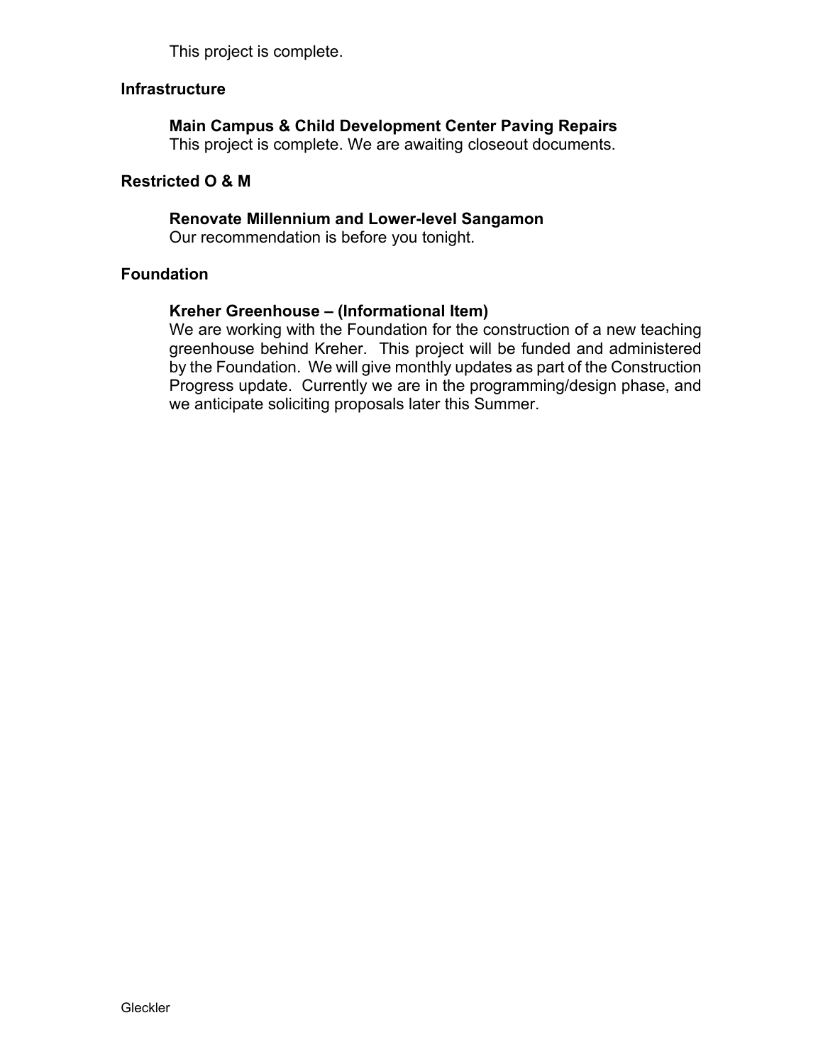This project is complete.

## Infrastructure

### Main Campus & Child Development Center Paving Repairs

This project is complete. We are awaiting closeout documents.

## Restricted O & M

### Renovate Millennium and Lower-level Sangamon

Our recommendation is before you tonight.

## Foundation

### Kreher Greenhouse – (Informational Item)

We are working with the Foundation for the construction of a new teaching greenhouse behind Kreher. This project will be funded and administered by the Foundation. We will give monthly updates as part of the Construction Progress update. Currently we are in the programming/design phase, and we anticipate soliciting proposals later this Summer.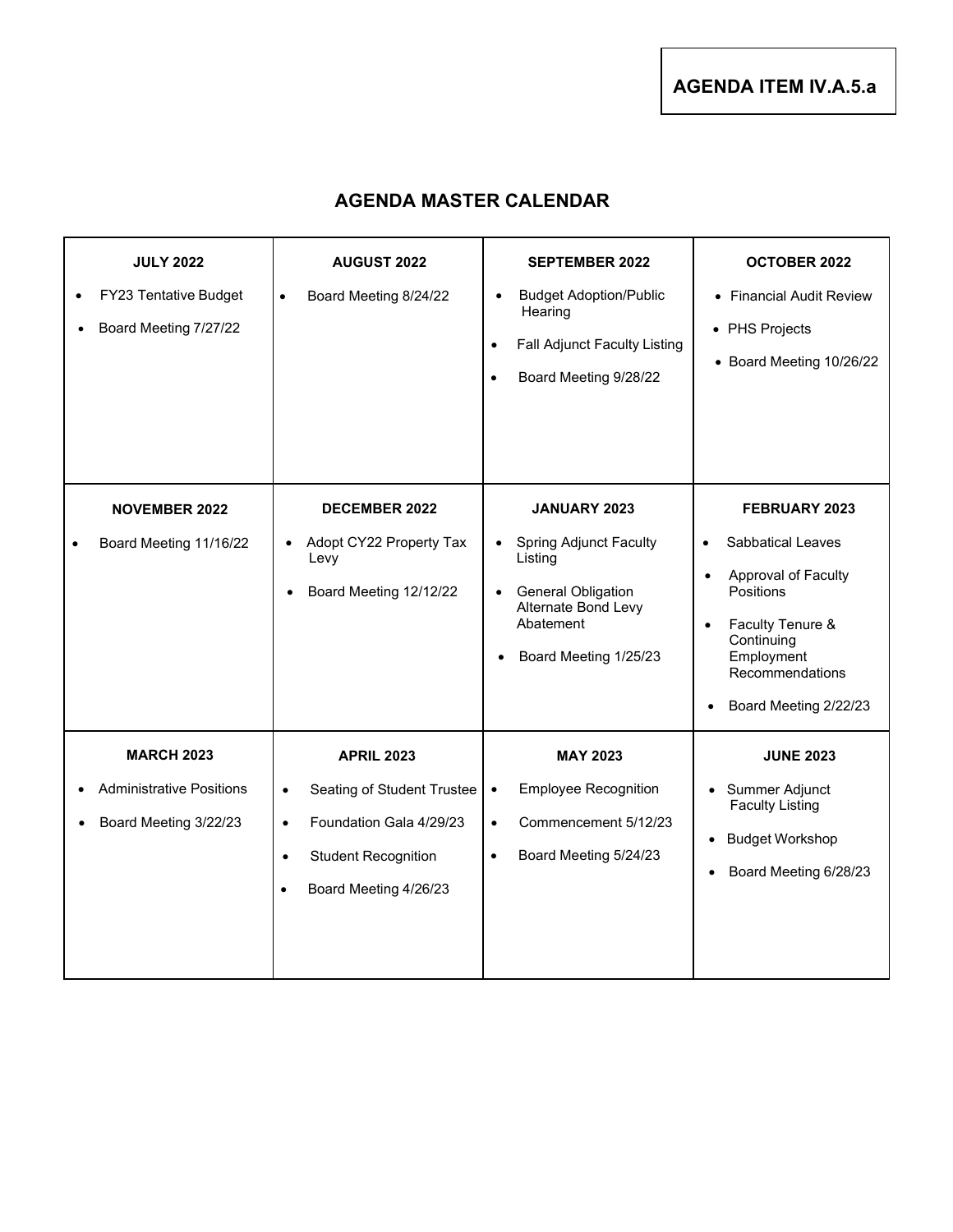**AGENDA ITEM IV.A.5.a**

## AGENDA MASTER CALENDAR

| JULY 2022 | AUGUST 2022 | SEPTEMBER 2022 | OCTOBER 2022 |
|---|---|---|---|
| • FY23 Tentative Budget<br>• Board Meeting 7/27/22 | • Board Meeting 8/24/22 | • Budget Adoption/Public Hearing<br>• Fall Adjunct Faculty Listing<br>• Board Meeting 9/28/22 | • Financial Audit Review<br>• PHS Projects<br>• Board Meeting 10/26/22 |
| **NOVEMBER 2022** | **DECEMBER 2022** | **JANUARY 2023** | **FEBRUARY 2023** |
| • Board Meeting 11/16/22 | • Adopt CY22 Property Tax Levy<br>• Board Meeting 12/12/22 | • Spring Adjunct Faculty Listing<br>• General Obligation Alternate Bond Levy Abatement<br>• Board Meeting 1/25/23 | • Sabbatical Leaves<br>• Approval of Faculty Positions<br>• Faculty Tenure & Continuing Employment Recommendations<br>• Board Meeting 2/22/23 |
| **MARCH 2023** | **APRIL 2023** | **MAY 2023** | **JUNE 2023** |
| • Administrative Positions<br>• Board Meeting 3/22/23 | • Seating of Student Trustee<br>• Foundation Gala 4/29/23<br>• Student Recognition<br>• Board Meeting 4/26/23 | • Employee Recognition<br>• Commencement 5/12/23<br>• Board Meeting 5/24/23 | • Summer Adjunct Faculty Listing<br>• Budget Workshop<br>• Board Meeting 6/28/23 |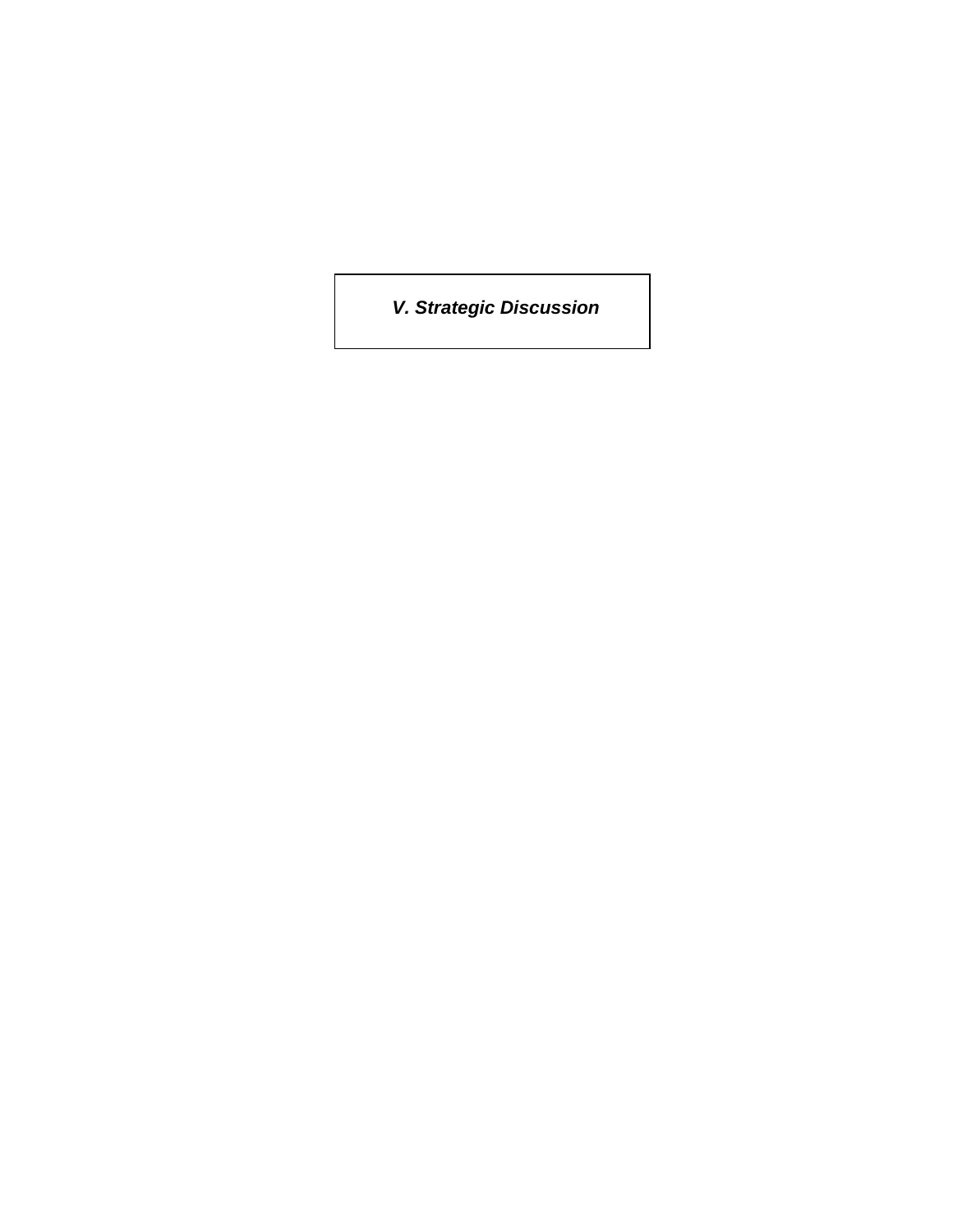# *V. Strategic Discussion*